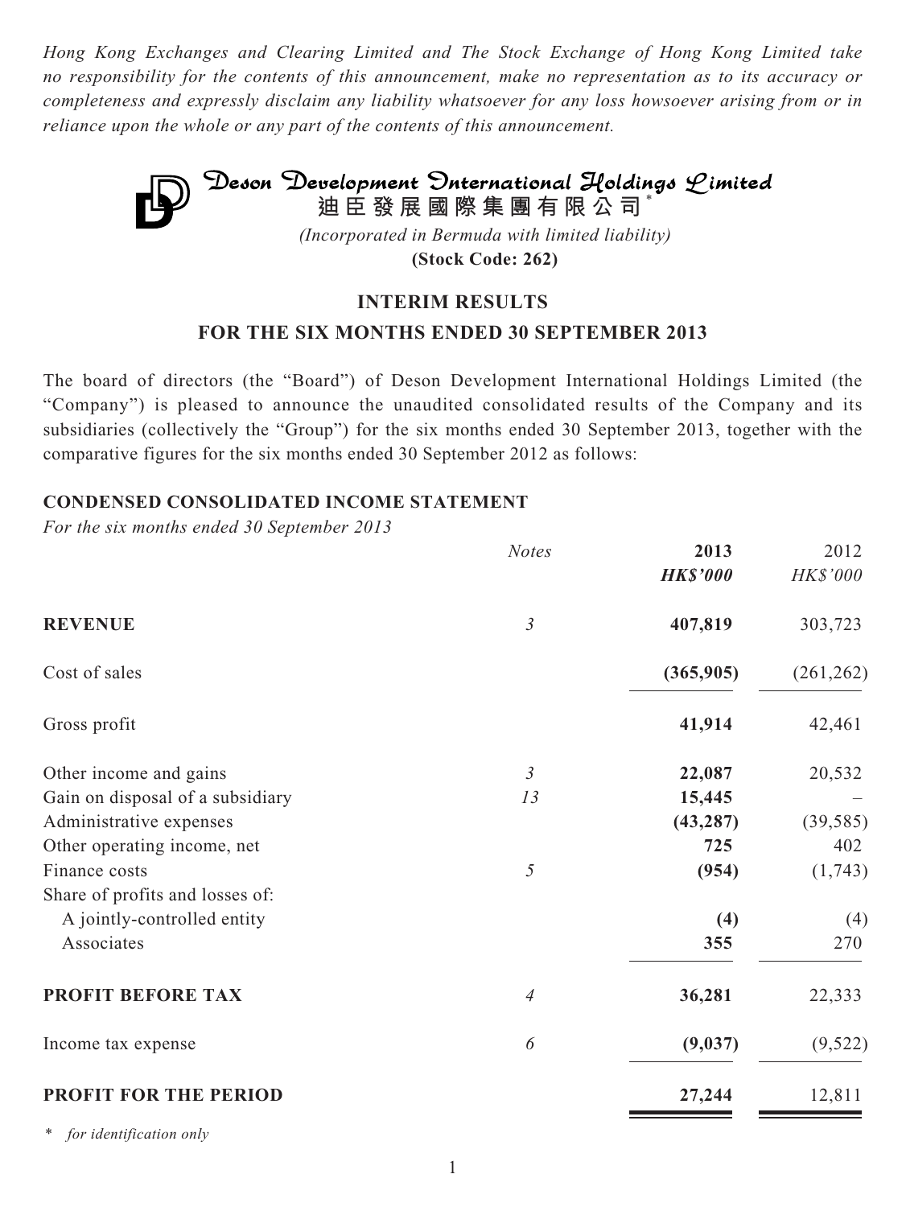*Hong Kong Exchanges and Clearing Limited and The Stock Exchange of Hong Kong Limited take no responsibility for the contents of this announcement, make no representation as to its accuracy or completeness and expressly disclaim any liability whatsoever for any loss howsoever arising from or in reliance upon the whole or any part of the contents of this announcement.*

# Deson Development International Holdings Limited

**迪臣發展國際集團有限公司*** 

*(Incorporated in Bermuda with limited liability)*

**(Stock Code: 262)**

## INTERIM RESULTS
## FOR THE SIX MONTHS ENDED 30 SEPTEMBER 2013

The board of directors (the "Board") of Deson Development International Holdings Limited (the "Company") is pleased to announce the unaudited consolidated results of the Company and its subsidiaries (collectively the "Group") for the six months ended 30 September 2013, together with the comparative figures for the six months ended 30 September 2012 as follows:

### CONDENSED CONSOLIDATED INCOME STATEMENT

*For the six months ended 30 September 2013*

| | *Notes* | **2013** | 2012 |
|---|---|---|---|
| | | ***HK$'000*** | *HK$'000* |
| **REVENUE** | *3* | **407,819** | 303,723 |
| Cost of sales | | **(365,905)** | (261,262) |
| Gross profit | | **41,914** | 42,461 |
| Other income and gains | *3* | **22,087** | 20,532 |
| Gain on disposal of a subsidiary | *13* | **15,445** | – |
| Administrative expenses | | **(43,287)** | (39,585) |
| Other operating income, net | | **725** | 402 |
| Finance costs | *5* | **(954)** | (1,743) |
| Share of profits and losses of: | | | |
| A jointly-controlled entity | | **(4)** | (4) |
| Associates | | **355** | 270 |
| **PROFIT BEFORE TAX** | *4* | **36,281** | 22,333 |
| Income tax expense | *6* | **(9,037)** | (9,522) |
| **PROFIT FOR THE PERIOD** | | **27,244** | 12,811 |

\* *for identification only*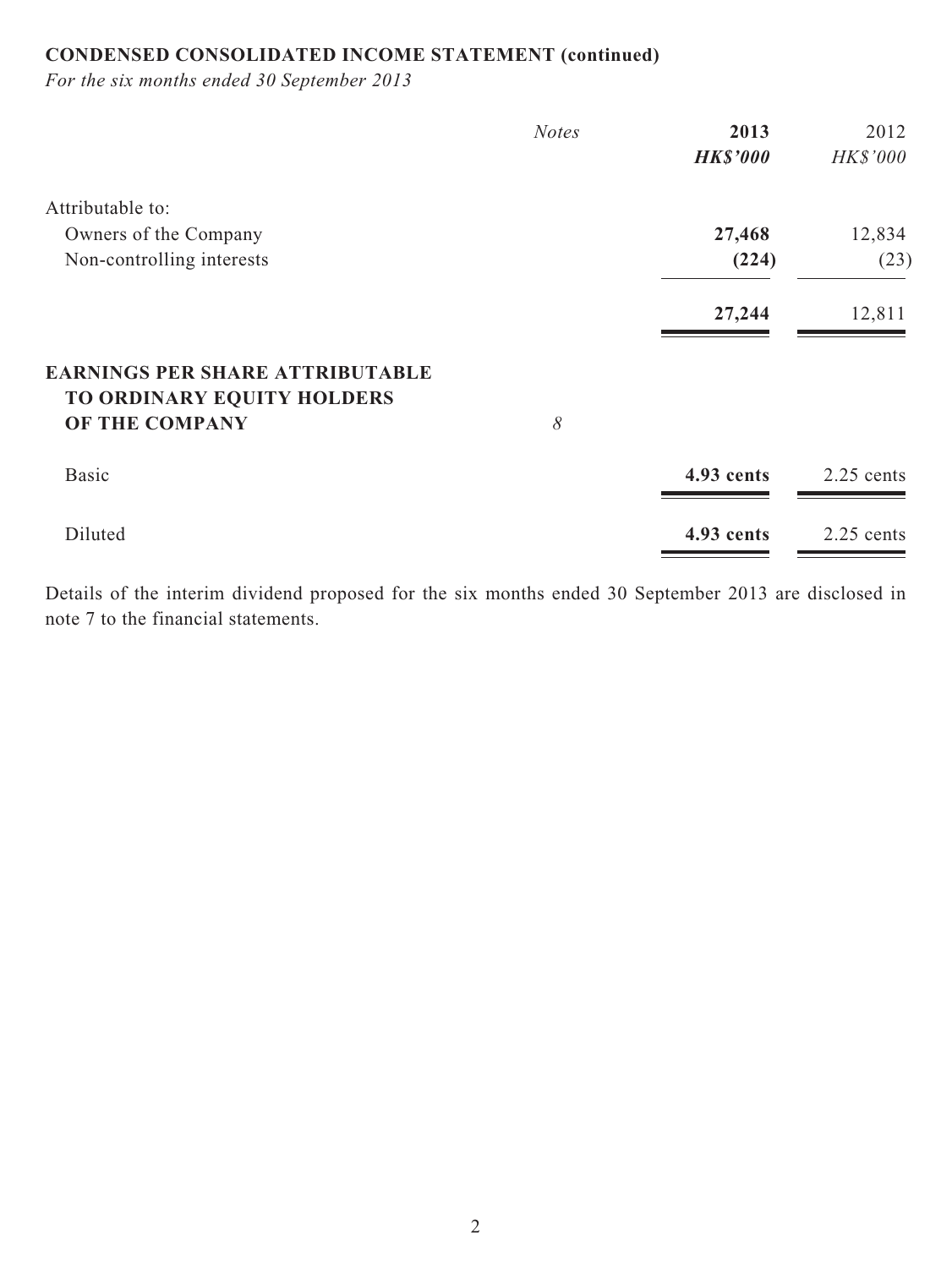**CONDENSED CONSOLIDATED INCOME STATEMENT (continued)**

*For the six months ended 30 September 2013*

| | *Notes* | **2013** | 2012 |
|---|---|---|---|
| | | ***HK$'000*** | *HK$'000* |
| Attributable to: | | | |
| Owners of the Company | | **27,468** | 12,834 |
| Non-controlling interests | | **(224)** | (23) |
| | | **27,244** | 12,811 |
| **EARNINGS PER SHARE ATTRIBUTABLE TO ORDINARY EQUITY HOLDERS OF THE COMPANY** | *8* | | |
| Basic | | **4.93 cents** | 2.25 cents |
| Diluted | | **4.93 cents** | 2.25 cents |

Details of the interim dividend proposed for the six months ended 30 September 2013 are disclosed in note 7 to the financial statements.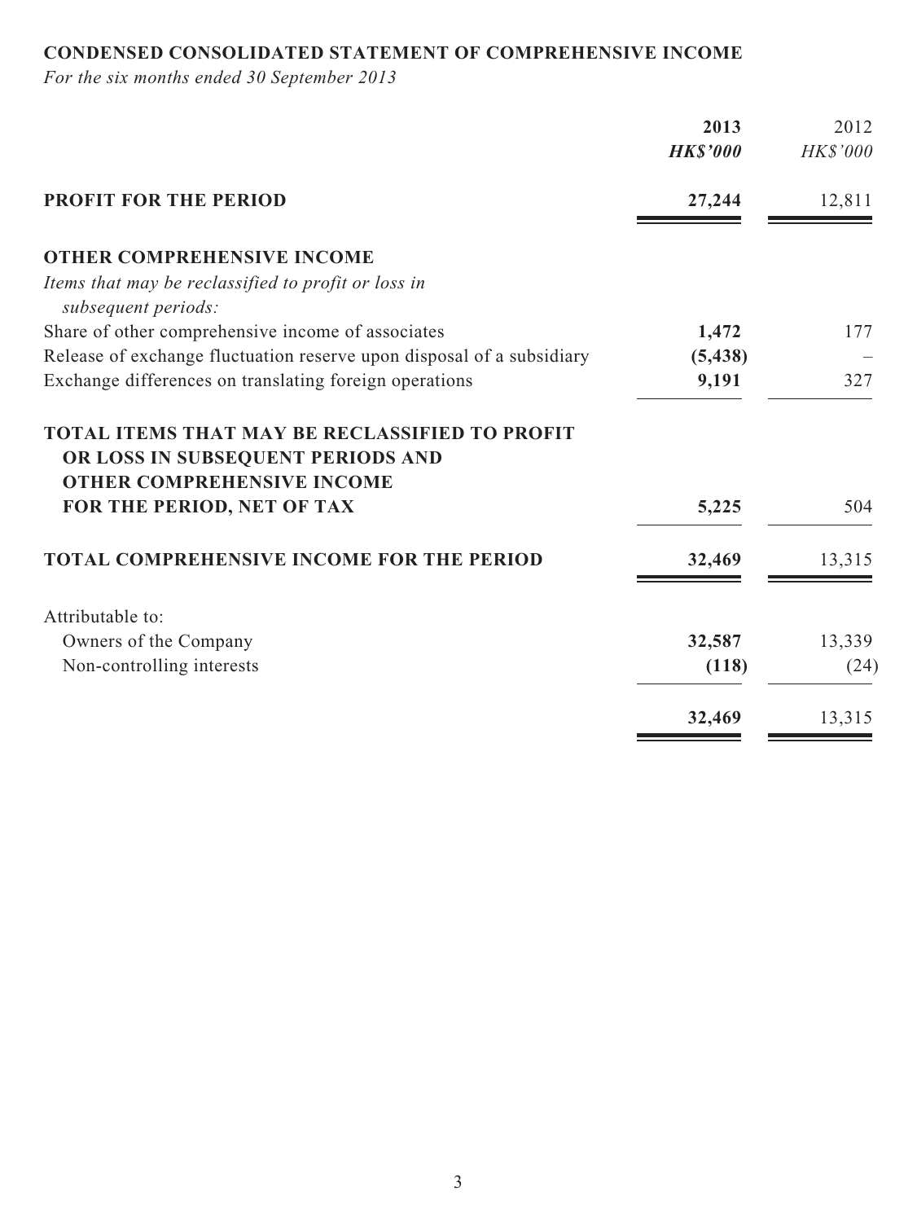**CONDENSED CONSOLIDATED STATEMENT OF COMPREHENSIVE INCOME**

*For the six months ended 30 September 2013*

| | **2013** | 2012 |
|---|---|---|
| | ***HK$'000*** | *HK$'000* |
| **PROFIT FOR THE PERIOD** | **27,244** | 12,811 |
| **OTHER COMPREHENSIVE INCOME** | | |
| *Items that may be reclassified to profit or loss in subsequent periods:* | | |
| Share of other comprehensive income of associates | **1,472** | 177 |
| Release of exchange fluctuation reserve upon disposal of a subsidiary | **(5,438)** | – |
| Exchange differences on translating foreign operations | **9,191** | 327 |
| **TOTAL ITEMS THAT MAY BE RECLASSIFIED TO PROFIT OR LOSS IN SUBSEQUENT PERIODS AND OTHER COMPREHENSIVE INCOME FOR THE PERIOD, NET OF TAX** | **5,225** | 504 |
| **TOTAL COMPREHENSIVE INCOME FOR THE PERIOD** | **32,469** | 13,315 |
| Attributable to: | | |
| Owners of the Company | **32,587** | 13,339 |
| Non-controlling interests | **(118)** | (24) |
| | **32,469** | 13,315 |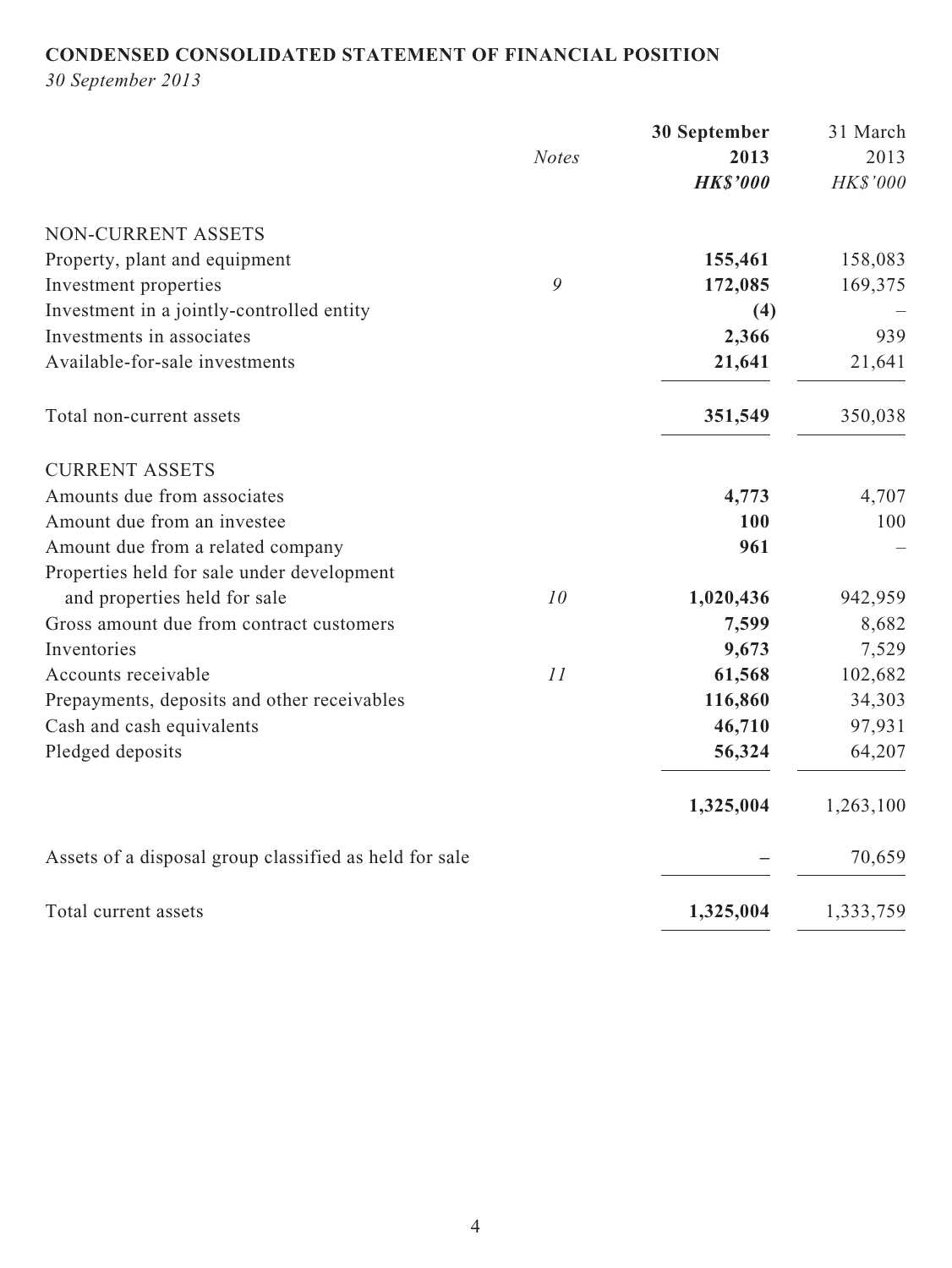**CONDENSED CONSOLIDATED STATEMENT OF FINANCIAL POSITION**

*30 September 2013*

| | *Notes* | **30 September 2013** ***HK$'000*** | 31 March 2013 *HK$'000* |
|---|---|---|---|
| NON-CURRENT ASSETS | | | |
| Property, plant and equipment | | **155,461** | 158,083 |
| Investment properties | *9* | **172,085** | 169,375 |
| Investment in a jointly-controlled entity | | **(4)** | – |
| Investments in associates | | **2,366** | 939 |
| Available-for-sale investments | | **21,641** | 21,641 |
| Total non-current assets | | **351,549** | 350,038 |
| CURRENT ASSETS | | | |
| Amounts due from associates | | **4,773** | 4,707 |
| Amount due from an investee | | **100** | 100 |
| Amount due from a related company | | **961** | – |
| Properties held for sale under development and properties held for sale | *10* | **1,020,436** | 942,959 |
| Gross amount due from contract customers | | **7,599** | 8,682 |
| Inventories | | **9,673** | 7,529 |
| Accounts receivable | *11* | **61,568** | 102,682 |
| Prepayments, deposits and other receivables | | **116,860** | 34,303 |
| Cash and cash equivalents | | **46,710** | 97,931 |
| Pledged deposits | | **56,324** | 64,207 |
| | | **1,325,004** | 1,263,100 |
| Assets of a disposal group classified as held for sale | | **–** | 70,659 |
| Total current assets | | **1,325,004** | 1,333,759 |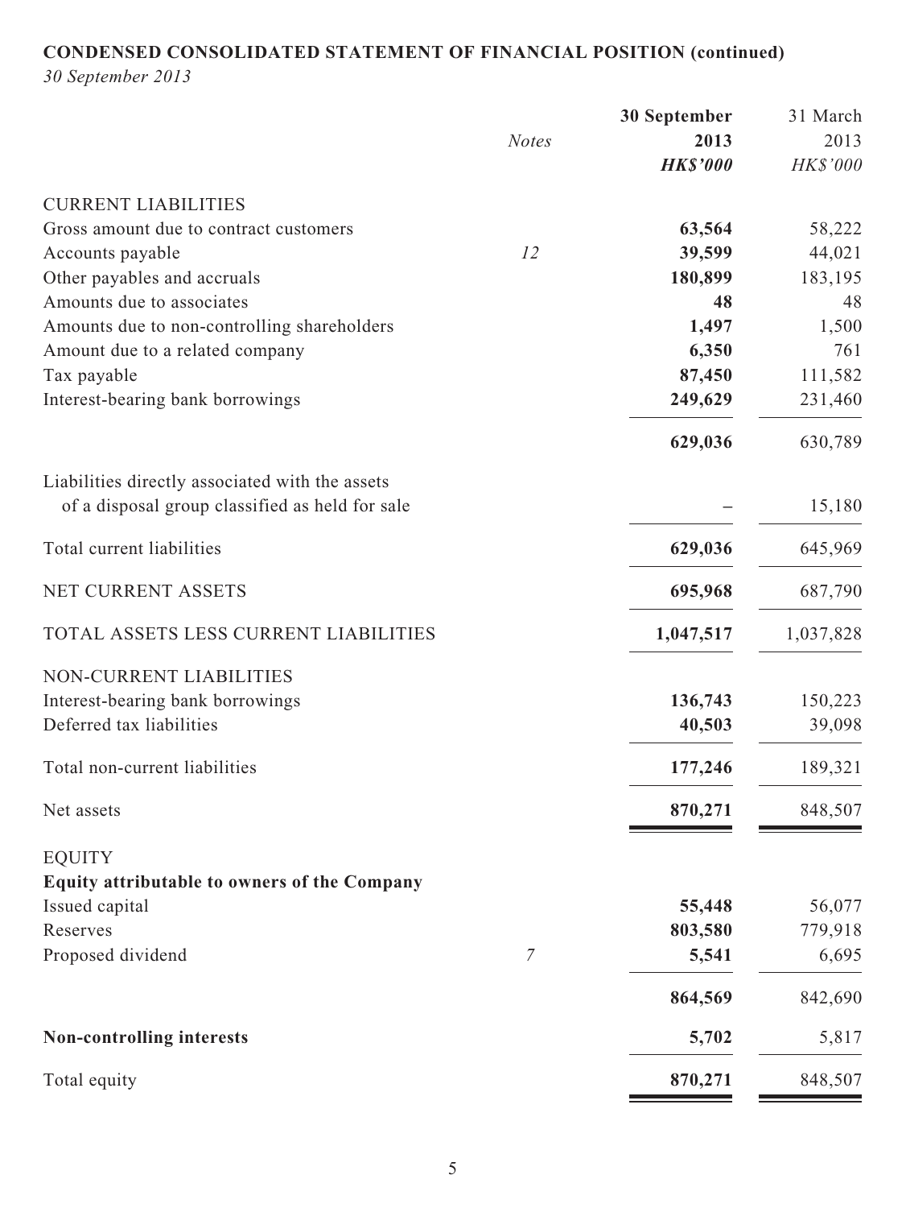**CONDENSED CONSOLIDATED STATEMENT OF FINANCIAL POSITION (continued)**

*30 September 2013*

| | *Notes* | **30 September 2013** ***HK$'000*** | 31 March 2013 *HK$'000* |
|---|---|---|---|
| CURRENT LIABILITIES | | | |
| Gross amount due to contract customers | | **63,564** | 58,222 |
| Accounts payable | *12* | **39,599** | 44,021 |
| Other payables and accruals | | **180,899** | 183,195 |
| Amounts due to associates | | **48** | 48 |
| Amounts due to non-controlling shareholders | | **1,497** | 1,500 |
| Amount due to a related company | | **6,350** | 761 |
| Tax payable | | **87,450** | 111,582 |
| Interest-bearing bank borrowings | | **249,629** | 231,460 |
| | | **629,036** | 630,789 |
| Liabilities directly associated with the assets of a disposal group classified as held for sale | | **–** | 15,180 |
| Total current liabilities | | **629,036** | 645,969 |
| NET CURRENT ASSETS | | **695,968** | 687,790 |
| TOTAL ASSETS LESS CURRENT LIABILITIES | | **1,047,517** | 1,037,828 |
| NON-CURRENT LIABILITIES | | | |
| Interest-bearing bank borrowings | | **136,743** | 150,223 |
| Deferred tax liabilities | | **40,503** | 39,098 |
| Total non-current liabilities | | **177,246** | 189,321 |
| Net assets | | **870,271** | 848,507 |
| EQUITY | | | |
| **Equity attributable to owners of the Company** | | | |
| Issued capital | | **55,448** | 56,077 |
| Reserves | | **803,580** | 779,918 |
| Proposed dividend | *7* | **5,541** | 6,695 |
| | | **864,569** | 842,690 |
| **Non-controlling interests** | | **5,702** | 5,817 |
| Total equity | | **870,271** | 848,507 |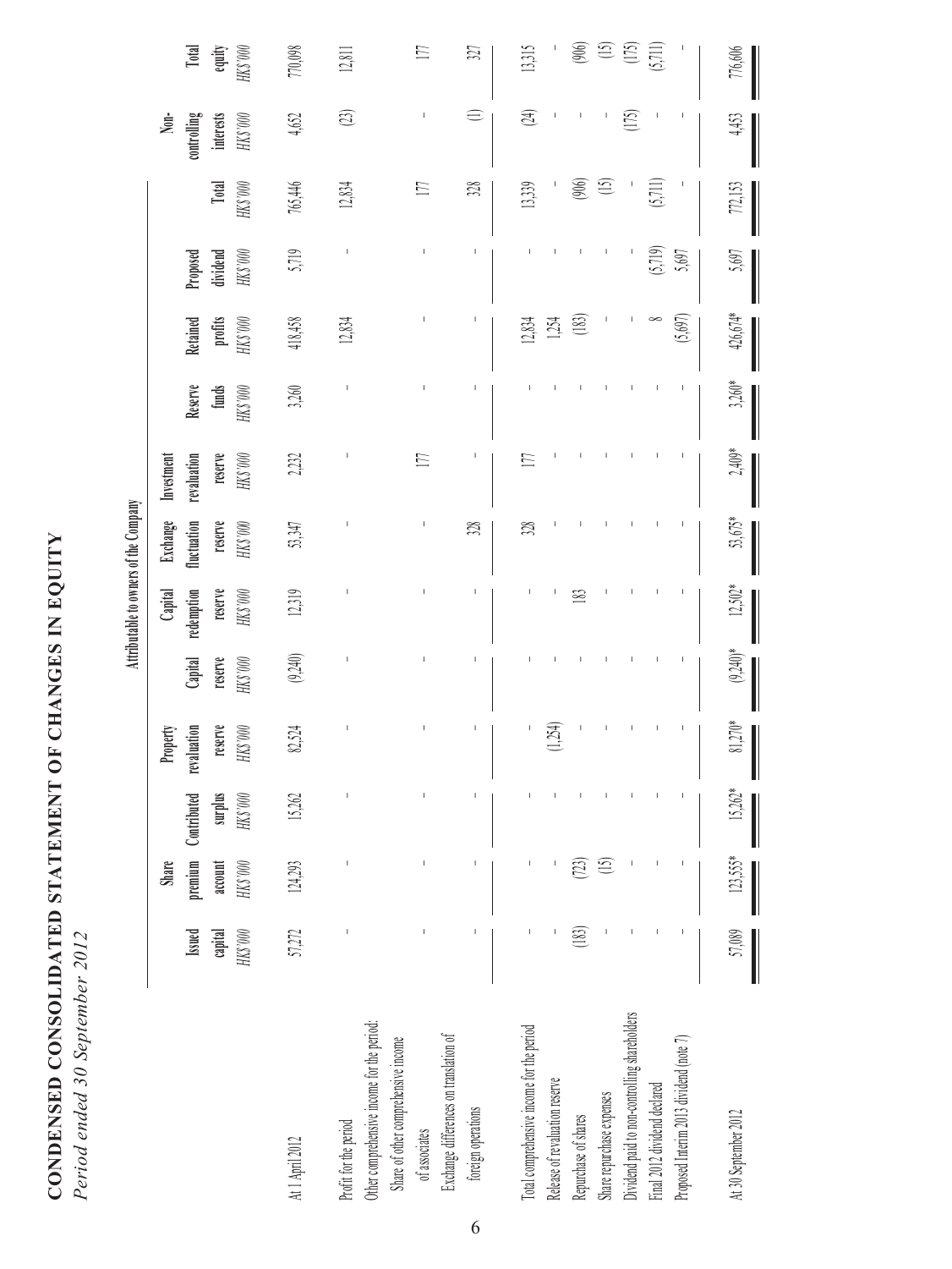# CONDENSED CONSOLIDATED STATEMENT OF CHANGES IN EQUITY

*Period ended 30 September 2012*

| | Attributable to owners of the Company | | | | | | | | | | | | | Non-controlling interests | Total equity |
|---|---|---|---|---|---|---|---|---|---|---|---|---|---|---|---|
| | Issued capital | Share premium account | Contributed surplus | Property revaluation reserve | Capital reserve | Capital redemption reserve | Exchange fluctuation reserve | Investment revaluation reserve | Reserve funds | Retained profits | Proposed dividend | Total | | | |
| | HK$'000 | HK$'000 | HK$'000 | HK$'000 | HK$'000 | HK$'000 | HK$'000 | HK$'000 | HK$'000 | HK$'000 | HK$'000 | HK$'000 | | HK$'000 | HK$'000 |
| At 1 April 2012 | 57,272 | 124,293 | 15,262 | 82,524 | (9,240) | 12,319 | 53,347 | 2,232 | 3,260 | 418,458 | 5,719 | 765,446 | | 4,652 | 770,098 |
| Profit for the period | - | - | - | - | - | - | - | - | - | 12,834 | - | 12,834 | | (23) | 12,811 |
| Other comprehensive income for the period: | | | | | | | | | | | | | | | |
| Share of other comprehensive income of associates | - | - | - | - | - | - | - | 177 | - | - | - | 177 | | - | 177 |
| Exchange differences on translation of foreign operations | - | - | - | - | - | - | 328 | - | - | - | - | 328 | | (1) | 327 |
| Total comprehensive income for the period | - | - | - | - | - | - | 328 | 177 | - | 12,834 | - | 13,339 | | (24) | 13,315 |
| Release of revaluation reserve | - | - | - | (1,254) | - | - | - | - | - | 1,254 | - | - | | - | - |
| Repurchase of shares | (183) | (723) | - | - | - | 183 | - | - | - | (183) | - | (906) | | - | (906) |
| Share repurchase expenses | - | (15) | - | - | - | - | - | - | - | - | - | (15) | | - | (15) |
| Dividend paid to non-controlling shareholders | - | - | - | - | - | - | - | - | - | - | - | - | | (175) | (175) |
| Final 2012 dividend declared | - | - | - | - | - | - | - | - | - | 8 | (5,719) | (5,711) | | - | (5,711) |
| Proposed Interim 2013 dividend (note 7) | - | - | - | - | - | - | - | - | - | (5,697) | 5,697 | - | | - | - |
| At 30 September 2012 | 57,089 | 123,555* | 15,262* | 81,270* | (9,240)* | 12,502* | 53,675* | 2,409* | 3,260* | 426,674* | 5,697 | 772,153 | | 4,453 | 776,606 |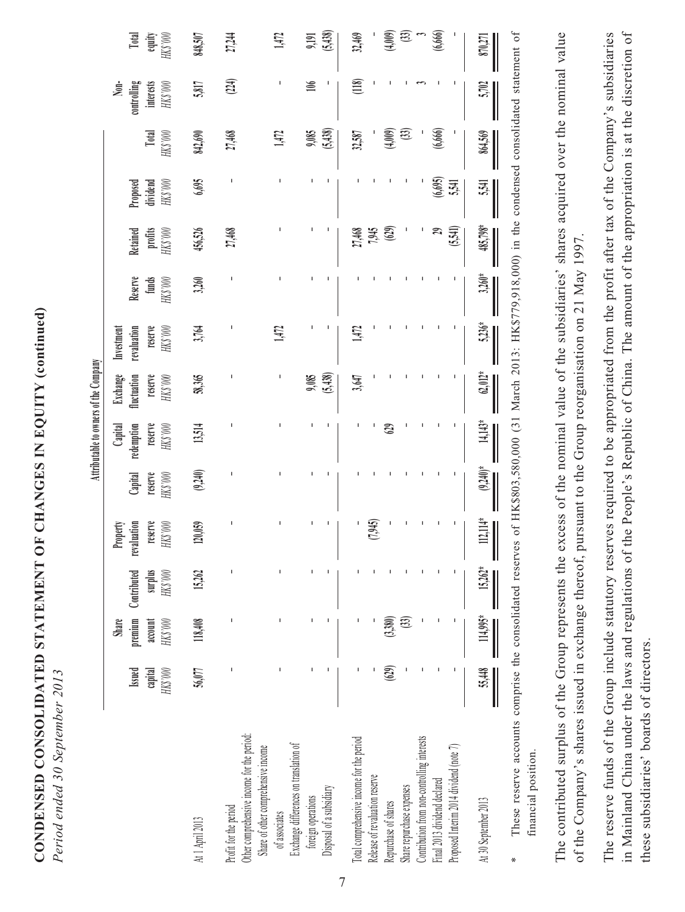# CONDENSED CONSOLIDATED STATEMENT OF CHANGES IN EQUITY (continued)

*Period ended 30 September 2013*

| | Attributable to owners of the Company | | | | | | | | | | | | | Non-controlling interests | Total equity |
|---|---|---|---|---|---|---|---|---|---|---|---|---|---|---|---|
| | Issued capital | Share premium account | Contributed surplus | Property revaluation reserve | Capital reserve | Capital redemption reserve | Exchange fluctuation reserve | Investment revaluation reserve | Reserve funds | Retained profits | Proposed dividend | Total | | | |
| | HK$'000 | HK$'000 | HK$'000 | HK$'000 | HK$'000 | HK$'000 | HK$'000 | HK$'000 | HK$'000 | HK$'000 | HK$'000 | HK$'000 | | HK$'000 | HK$'000 |
| At 1 April 2013 | 56,077 | 118,408 | 15,262 | 120,059 | (9,240) | 13,514 | 58,365 | 3,764 | 3,260 | 456,526 | 6,695 | 842,690 | | 5,817 | 848,507 |
| Profit for the period | - | - | - | - | - | - | - | - | - | 27,468 | - | 27,468 | | (224) | 27,244 |
| Other comprehensive income for the period: | | | | | | | | | | | | | | | |
| Share of other comprehensive income of associates | - | - | - | - | - | - | - | 1,472 | - | - | - | 1,472 | | - | 1,472 |
| Exchange differences on translation of foreign operations | - | - | - | - | - | - | 9,085 | - | - | - | - | 9,085 | | 106 | 9,191 |
| Disposal of a subsidiary | - | - | - | - | - | - | (5,438) | - | - | - | - | (5,438) | | - | (5,438) |
| Total comprehensive income for the period | - | - | - | - | - | - | 3,647 | 1,472 | - | 27,468 | - | 32,587 | | (118) | 32,469 |
| Release of revaluation reserve | - | - | - | (7,945) | - | - | - | - | - | 7,945 | - | - | | - | - |
| Repurchase of shares | (629) | (3,380) | - | - | - | 629 | - | - | - | (629) | - | (4,009) | | - | (4,009) |
| Share repurchase expenses | - | (33) | - | - | - | - | - | - | - | - | - | (33) | | - | (33) |
| Contribution from non-controlling interests | - | - | - | - | - | - | - | - | - | - | - | - | | 3 | 3 |
| Final 2013 dividend declared | - | - | - | - | - | - | - | - | - | 29 | (6,695) | (6,666) | | - | (6,666) |
| Proposed Interim 2014 dividend (note 7) | - | - | - | - | - | - | - | - | - | (5,541) | 5,541 | - | | - | - |
| At 30 September 2013 | 55,448 | 114,995* | 15,262* | 112,114* | (9,240)* | 14,143* | 62,012* | 5,236* | 3,260* | 485,798* | 5,541 | 864,569 | | 5,702 | 870,271 |

\* These reserve accounts comprise the consolidated reserves of HK$803,580,000 (31 March 2013: HK$779,918,000) in the condensed consolidated statement of financial position.

The contributed surplus of the Group represents the excess of the nominal value of the subsidiaries' shares acquired over the nominal value of the Company's shares issued in exchange thereof, pursuant to the Group reorganisation on 21 May 1997.

The reserve funds of the Group include statutory reserves required to be appropriated from the profit after tax of the Company's subsidiaries in Mainland China under the laws and regulations of the People's Republic of China. The amount of the appropriation is at the discretion of these subsidiaries' boards of directors.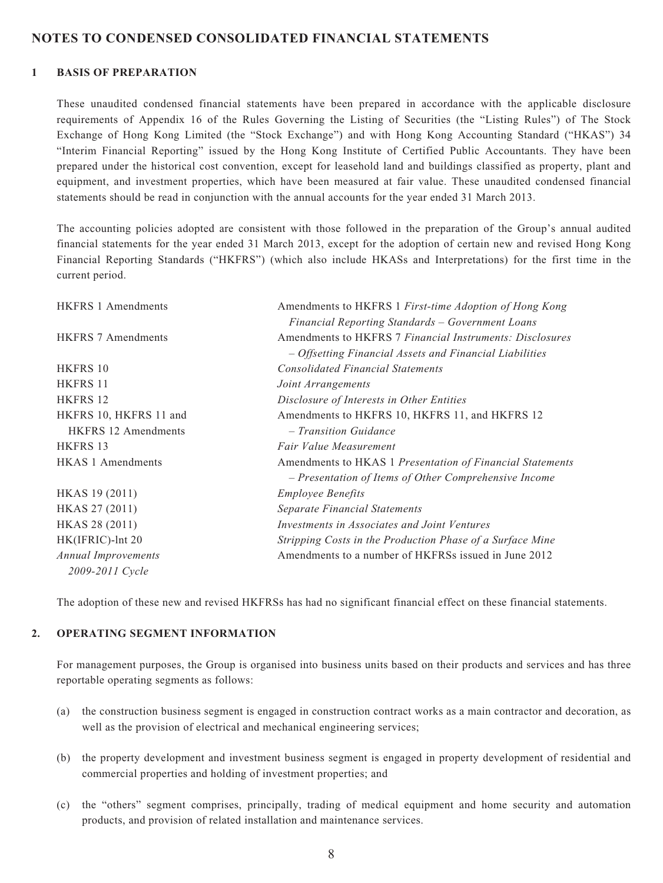# NOTES TO CONDENSED CONSOLIDATED FINANCIAL STATEMENTS

## 1 BASIS OF PREPARATION

These unaudited condensed financial statements have been prepared in accordance with the applicable disclosure requirements of Appendix 16 of the Rules Governing the Listing of Securities (the "Listing Rules") of The Stock Exchange of Hong Kong Limited (the "Stock Exchange") and with Hong Kong Accounting Standard ("HKAS") 34 "Interim Financial Reporting" issued by the Hong Kong Institute of Certified Public Accountants. They have been prepared under the historical cost convention, except for leasehold land and buildings classified as property, plant and equipment, and investment properties, which have been measured at fair value. These unaudited condensed financial statements should be read in conjunction with the annual accounts for the year ended 31 March 2013.

The accounting policies adopted are consistent with those followed in the preparation of the Group's annual audited financial statements for the year ended 31 March 2013, except for the adoption of certain new and revised Hong Kong Financial Reporting Standards ("HKFRS") (which also include HKASs and Interpretations) for the first time in the current period.

| | |
|---|---|
| HKFRS 1 Amendments | Amendments to HKFRS 1 *First-time Adoption of Hong Kong Financial Reporting Standards – Government Loans* |
| HKFRS 7 Amendments | Amendments to HKFRS 7 *Financial Instruments: Disclosures – Offsetting Financial Assets and Financial Liabilities* |
| HKFRS 10 | *Consolidated Financial Statements* |
| HKFRS 11 | *Joint Arrangements* |
| HKFRS 12 | *Disclosure of Interests in Other Entities* |
| HKFRS 10, HKFRS 11 and HKFRS 12 Amendments | Amendments to HKFRS 10, HKFRS 11, and HKFRS 12 *– Transition Guidance* |
| HKFRS 13 | *Fair Value Measurement* |
| HKAS 1 Amendments | Amendments to HKAS 1 *Presentation of Financial Statements – Presentation of Items of Other Comprehensive Income* |
| HKAS 19 (2011) | *Employee Benefits* |
| HKAS 27 (2011) | *Separate Financial Statements* |
| HKAS 28 (2011) | *Investments in Associates and Joint Ventures* |
| HK(IFRIC)-lnt 20 | *Stripping Costs in the Production Phase of a Surface Mine* |
| *Annual Improvements 2009-2011 Cycle* | Amendments to a number of HKFRSs issued in June 2012 |

The adoption of these new and revised HKFRSs has had no significant financial effect on these financial statements.

## 2. OPERATING SEGMENT INFORMATION

For management purposes, the Group is organised into business units based on their products and services and has three reportable operating segments as follows:

(a) the construction business segment is engaged in construction contract works as a main contractor and decoration, as well as the provision of electrical and mechanical engineering services;

(b) the property development and investment business segment is engaged in property development of residential and commercial properties and holding of investment properties; and

(c) the "others" segment comprises, principally, trading of medical equipment and home security and automation products, and provision of related installation and maintenance services.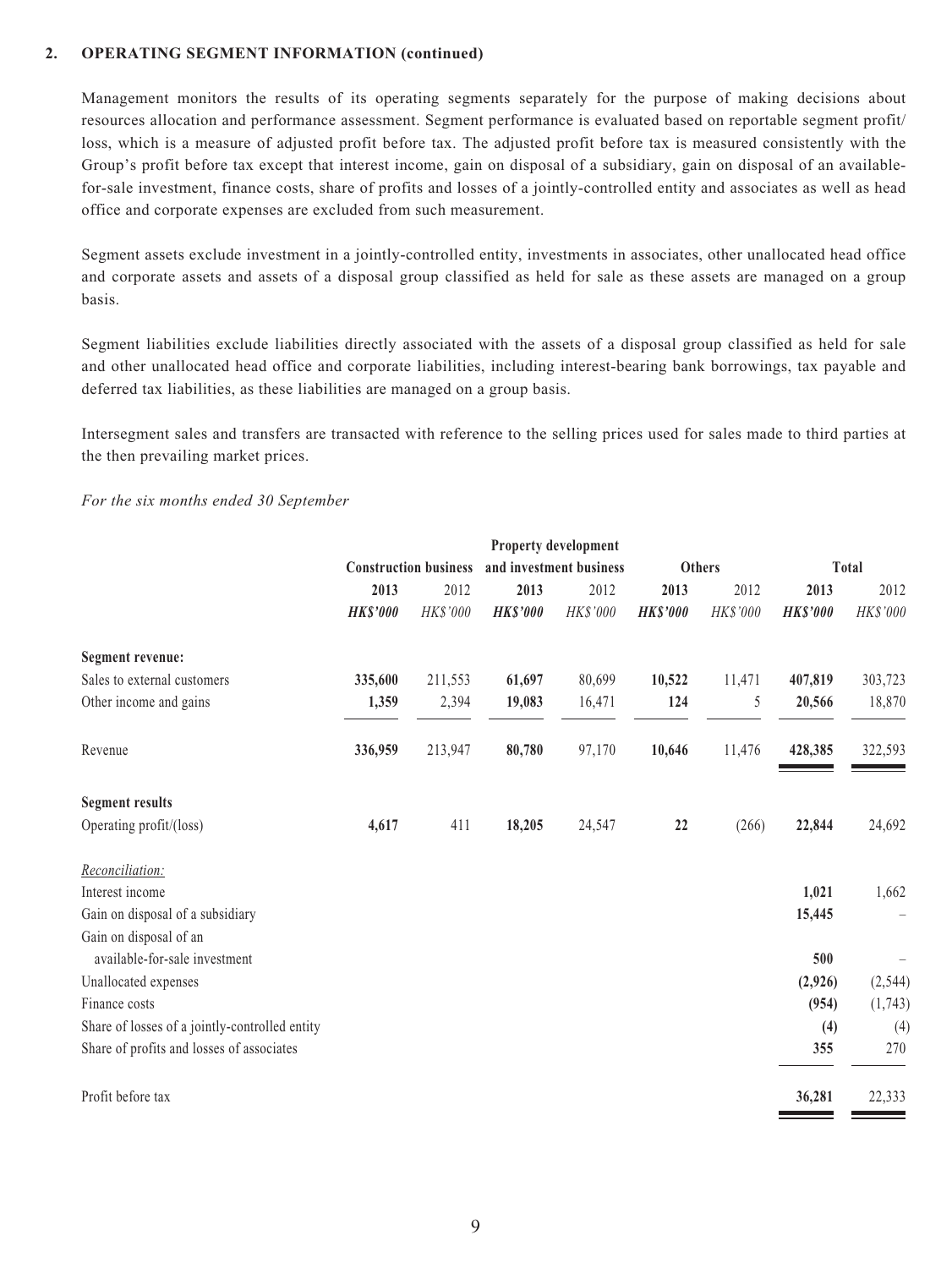## 2. OPERATING SEGMENT INFORMATION (continued)

Management monitors the results of its operating segments separately for the purpose of making decisions about resources allocation and performance assessment. Segment performance is evaluated based on reportable segment profit/loss, which is a measure of adjusted profit before tax. The adjusted profit before tax is measured consistently with the Group's profit before tax except that interest income, gain on disposal of a subsidiary, gain on disposal of an available-for-sale investment, finance costs, share of profits and losses of a jointly-controlled entity and associates as well as head office and corporate expenses are excluded from such measurement.

Segment assets exclude investment in a jointly-controlled entity, investments in associates, other unallocated head office and corporate assets and assets of a disposal group classified as held for sale as these assets are managed on a group basis.

Segment liabilities exclude liabilities directly associated with the assets of a disposal group classified as held for sale and other unallocated head office and corporate liabilities, including interest-bearing bank borrowings, tax payable and deferred tax liabilities, as these liabilities are managed on a group basis.

Intersegment sales and transfers are transacted with reference to the selling prices used for sales made to third parties at the then prevailing market prices.

*For the six months ended 30 September*

| | Construction business | | Property development and investment business | | Others | | Total | |
|---|---|---|---|---|---|---|---|---|
| | **2013** | 2012 | **2013** | 2012 | **2013** | 2012 | **2013** | 2012 |
| | ***HK$'000*** | *HK$'000* | ***HK$'000*** | *HK$'000* | ***HK$'000*** | *HK$'000* | ***HK$'000*** | *HK$'000* |
| **Segment revenue:** | | | | | | | | |
| Sales to external customers | **335,600** | 211,553 | **61,697** | 80,699 | **10,522** | 11,471 | **407,819** | 303,723 |
| Other income and gains | **1,359** | 2,394 | **19,083** | 16,471 | **124** | 5 | **20,566** | 18,870 |
| Revenue | **336,959** | 213,947 | **80,780** | 97,170 | **10,646** | 11,476 | **428,385** | 322,593 |
| **Segment results** | | | | | | | | |
| Operating profit/(loss) | **4,617** | 411 | **18,205** | 24,547 | **22** | (266) | **22,844** | 24,692 |
| *Reconciliation:* | | | | | | | | |
| Interest income | | | | | | | **1,021** | 1,662 |
| Gain on disposal of a subsidiary | | | | | | | **15,445** | – |
| Gain on disposal of an available-for-sale investment | | | | | | | **500** | – |
| Unallocated expenses | | | | | | | **(2,926)** | (2,544) |
| Finance costs | | | | | | | **(954)** | (1,743) |
| Share of losses of a jointly-controlled entity | | | | | | | **(4)** | (4) |
| Share of profits and losses of associates | | | | | | | **355** | 270 |
| Profit before tax | | | | | | | **36,281** | 22,333 |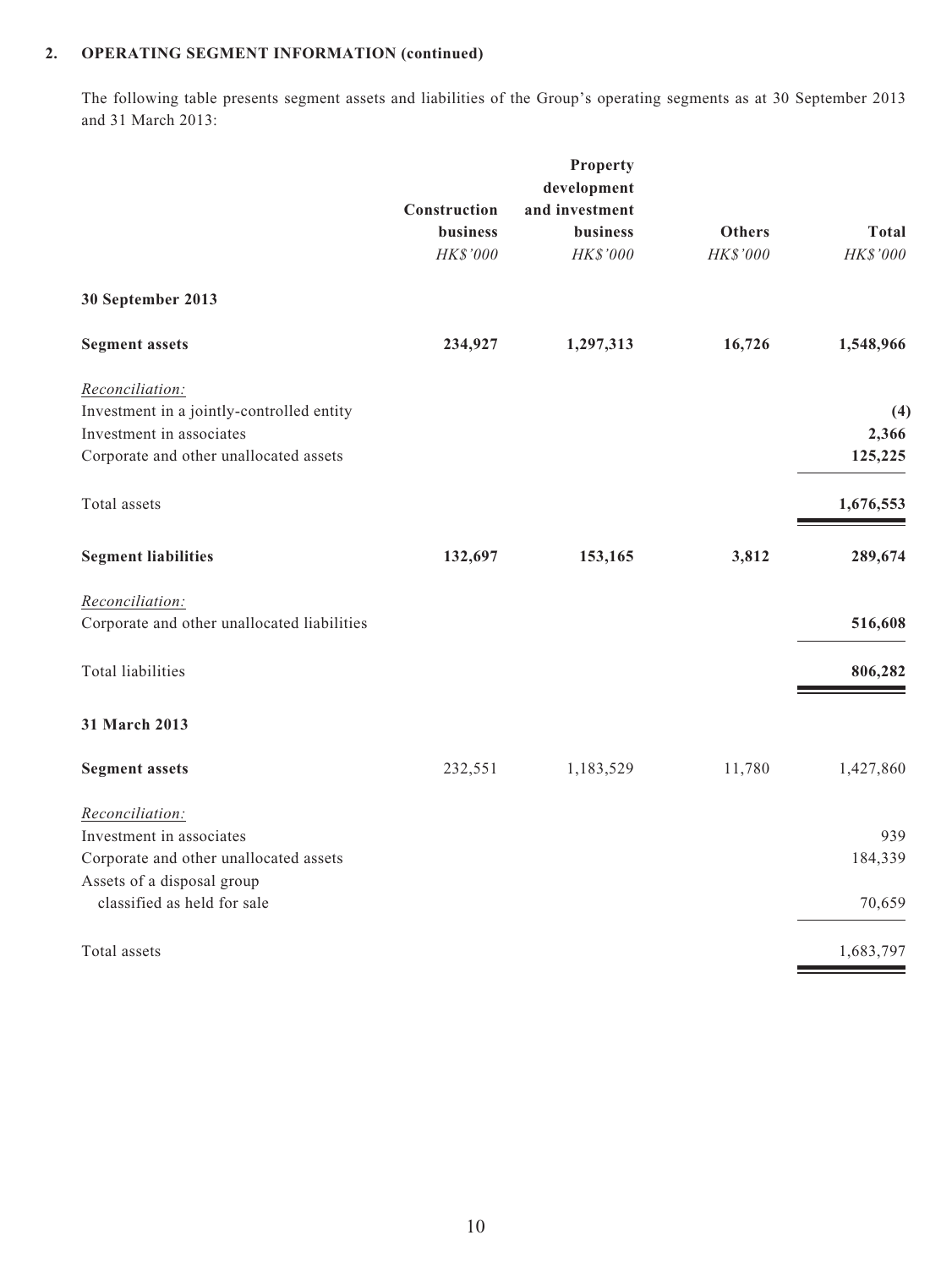## 2. OPERATING SEGMENT INFORMATION (continued)

The following table presents segment assets and liabilities of the Group's operating segments as at 30 September 2013 and 31 March 2013:

| | Construction business | Property development and investment business | Others | Total |
|---|---|---|---|---|
| | *HK$'000* | *HK$'000* | *HK$'000* | *HK$'000* |
| **30 September 2013** | | | | |
| **Segment assets** | **234,927** | **1,297,313** | **16,726** | **1,548,966** |
| *Reconciliation:* | | | | |
| Investment in a jointly-controlled entity | | | | **(4)** |
| Investment in associates | | | | **2,366** |
| Corporate and other unallocated assets | | | | **125,225** |
| Total assets | | | | **1,676,553** |
| **Segment liabilities** | **132,697** | **153,165** | **3,812** | **289,674** |
| *Reconciliation:* | | | | |
| Corporate and other unallocated liabilities | | | | **516,608** |
| Total liabilities | | | | **806,282** |
| **31 March 2013** | | | | |
| **Segment assets** | 232,551 | 1,183,529 | 11,780 | 1,427,860 |
| *Reconciliation:* | | | | |
| Investment in associates | | | | 939 |
| Corporate and other unallocated assets | | | | 184,339 |
| Assets of a disposal group classified as held for sale | | | | 70,659 |
| Total assets | | | | 1,683,797 |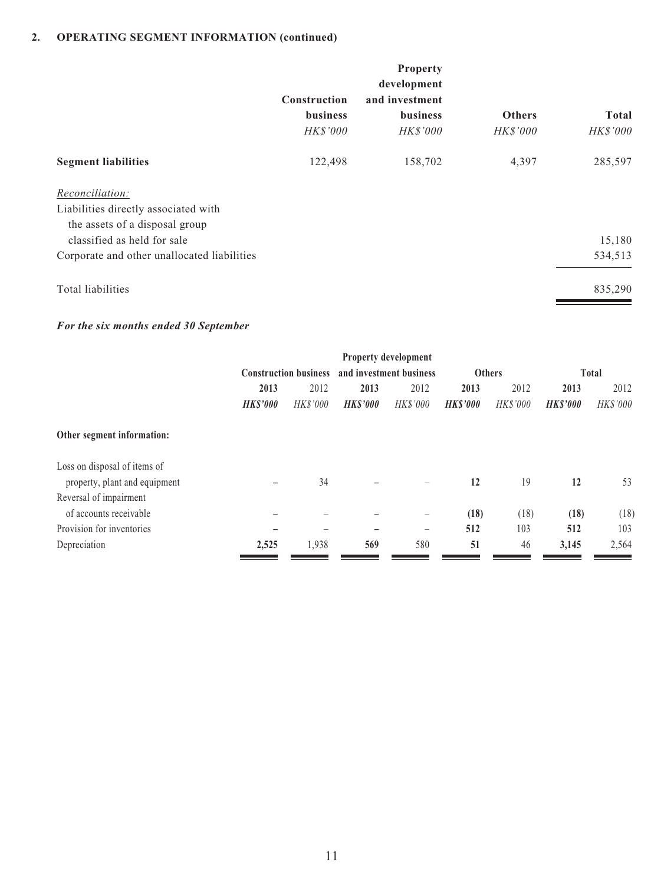## 2. OPERATING SEGMENT INFORMATION (continued)

| | Construction business | Property development and investment business | Others | Total |
|---|---|---|---|---|
| | *HK$'000* | *HK$'000* | *HK$'000* | *HK$'000* |
| **Segment liabilities** | 122,498 | 158,702 | 4,397 | 285,597 |
| *Reconciliation:* | | | | |
| Liabilities directly associated with the assets of a disposal group classified as held for sale | | | | 15,180 |
| Corporate and other unallocated liabilities | | | | 534,513 |
| Total liabilities | | | | 835,290 |

***For the six months ended 30 September***

| | Construction business | | Property development and investment business | | Others | | Total | |
|---|---|---|---|---|---|---|---|---|
| | **2013** | 2012 | **2013** | 2012 | **2013** | 2012 | **2013** | 2012 |
| | ***HK$'000*** | *HK$'000* | ***HK$'000*** | *HK$'000* | ***HK$'000*** | *HK$'000* | ***HK$'000*** | *HK$'000* |
| **Other segment information:** | | | | | | | | |
| Loss on disposal of items of property, plant and equipment | **–** | 34 | **–** | – | **12** | 19 | **12** | 53 |
| Reversal of impairment of accounts receivable | **–** | – | **–** | – | **(18)** | (18) | **(18)** | (18) |
| Provision for inventories | **–** | – | **–** | – | **512** | 103 | **512** | 103 |
| Depreciation | **2,525** | 1,938 | **569** | 580 | **51** | 46 | **3,145** | 2,564 |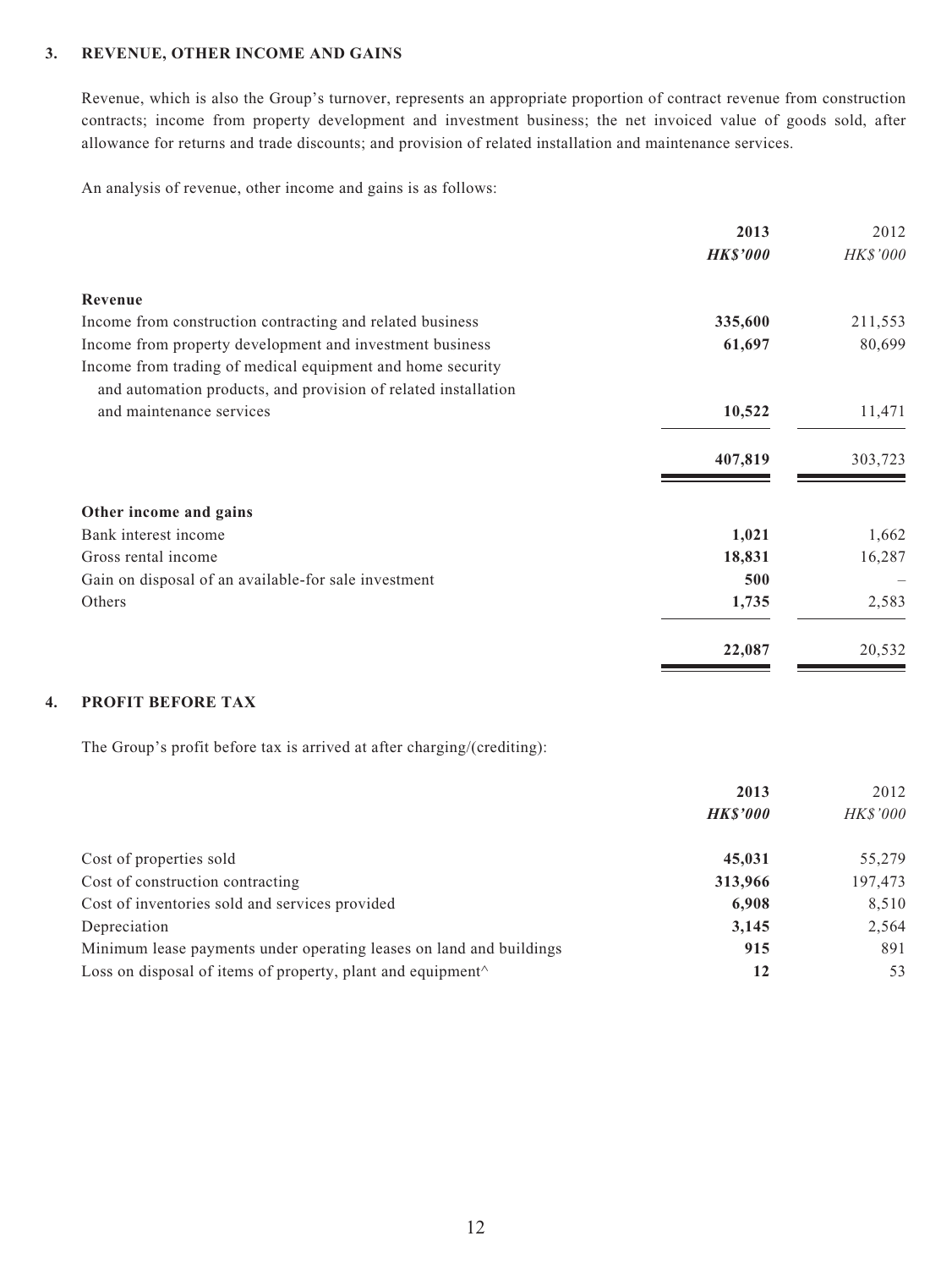## 3. REVENUE, OTHER INCOME AND GAINS

Revenue, which is also the Group's turnover, represents an appropriate proportion of contract revenue from construction contracts; income from property development and investment business; the net invoiced value of goods sold, after allowance for returns and trade discounts; and provision of related installation and maintenance services.

An analysis of revenue, other income and gains is as follows:

| | **2013** | 2012 |
|---|---|---|
| | ***HK$'000*** | *HK$'000* |
| **Revenue** | | |
| Income from construction contracting and related business | **335,600** | 211,553 |
| Income from property development and investment business | **61,697** | 80,699 |
| Income from trading of medical equipment and home security and automation products, and provision of related installation and maintenance services | **10,522** | 11,471 |
| | **407,819** | 303,723 |
| **Other income and gains** | | |
| Bank interest income | **1,021** | 1,662 |
| Gross rental income | **18,831** | 16,287 |
| Gain on disposal of an available-for sale investment | **500** | – |
| Others | **1,735** | 2,583 |
| | **22,087** | 20,532 |

## 4. PROFIT BEFORE TAX

The Group's profit before tax is arrived at after charging/(crediting):

| | **2013** | 2012 |
|---|---|---|
| | ***HK$'000*** | *HK$'000* |
| Cost of properties sold | **45,031** | 55,279 |
| Cost of construction contracting | **313,966** | 197,473 |
| Cost of inventories sold and services provided | **6,908** | 8,510 |
| Depreciation | **3,145** | 2,564 |
| Minimum lease payments under operating leases on land and buildings | **915** | 891 |
| Loss on disposal of items of property, plant and equipment^ | **12** | 53 |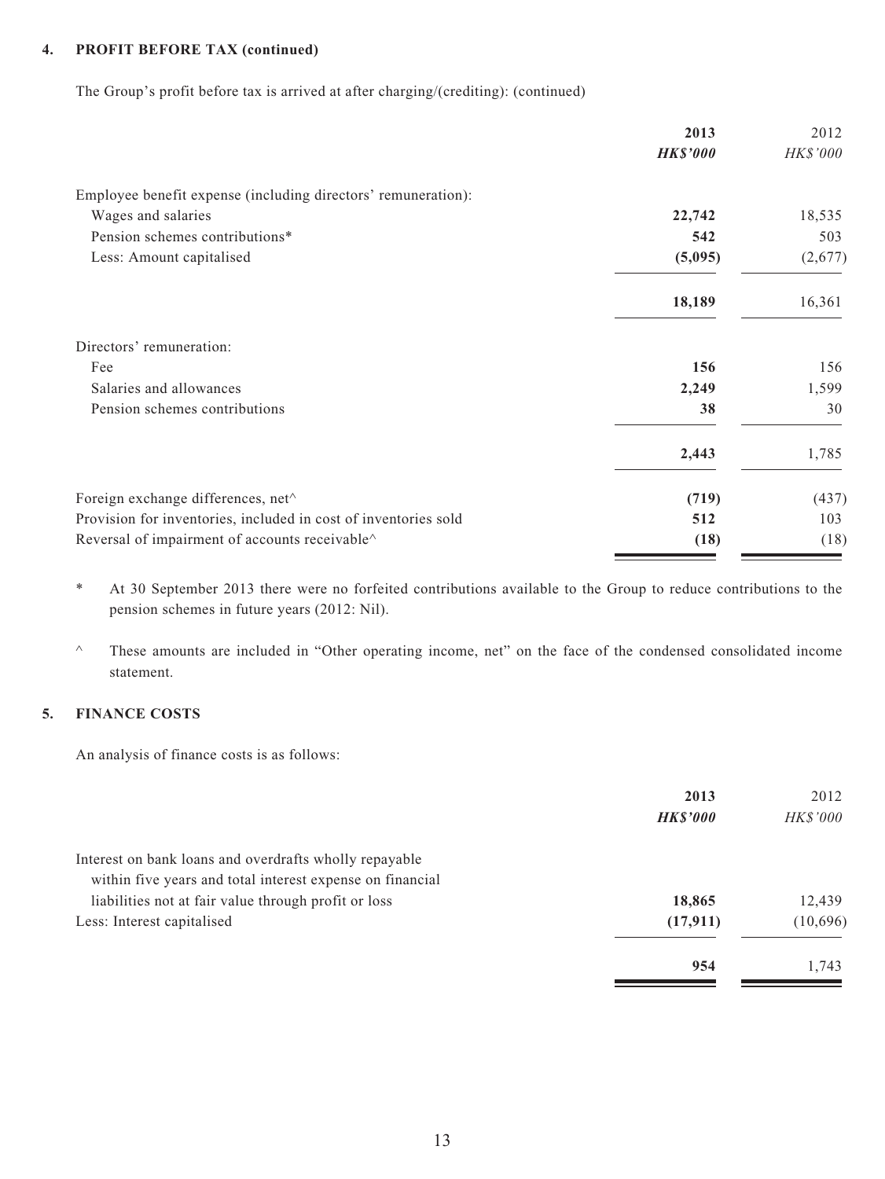**4. PROFIT BEFORE TAX (continued)**

The Group's profit before tax is arrived at after charging/(crediting): (continued)

| | 2013 | 2012 |
|---|---|---|
| | ***HK$'000*** | *HK$'000* |
| Employee benefit expense (including directors' remuneration): | | |
| Wages and salaries | **22,742** | 18,535 |
| Pension schemes contributions* | **542** | 503 |
| Less: Amount capitalised | **(5,095)** | (2,677) |
| | **18,189** | 16,361 |
| Directors' remuneration: | | |
| Fee | **156** | 156 |
| Salaries and allowances | **2,249** | 1,599 |
| Pension schemes contributions | **38** | 30 |
| | **2,443** | 1,785 |
| Foreign exchange differences, net^ | **(719)** | (437) |
| Provision for inventories, included in cost of inventories sold | **512** | 103 |
| Reversal of impairment of accounts receivable^ | **(18)** | (18) |

\* At 30 September 2013 there were no forfeited contributions available to the Group to reduce contributions to the pension schemes in future years (2012: Nil).

^ These amounts are included in "Other operating income, net" on the face of the condensed consolidated income statement.

**5. FINANCE COSTS**

An analysis of finance costs is as follows:

| | 2013 | 2012 |
|---|---|---|
| | ***HK$'000*** | *HK$'000* |
| Interest on bank loans and overdrafts wholly repayable within five years and total interest expense on financial liabilities not at fair value through profit or loss | **18,865** | 12,439 |
| Less: Interest capitalised | **(17,911)** | (10,696) |
| | **954** | 1,743 |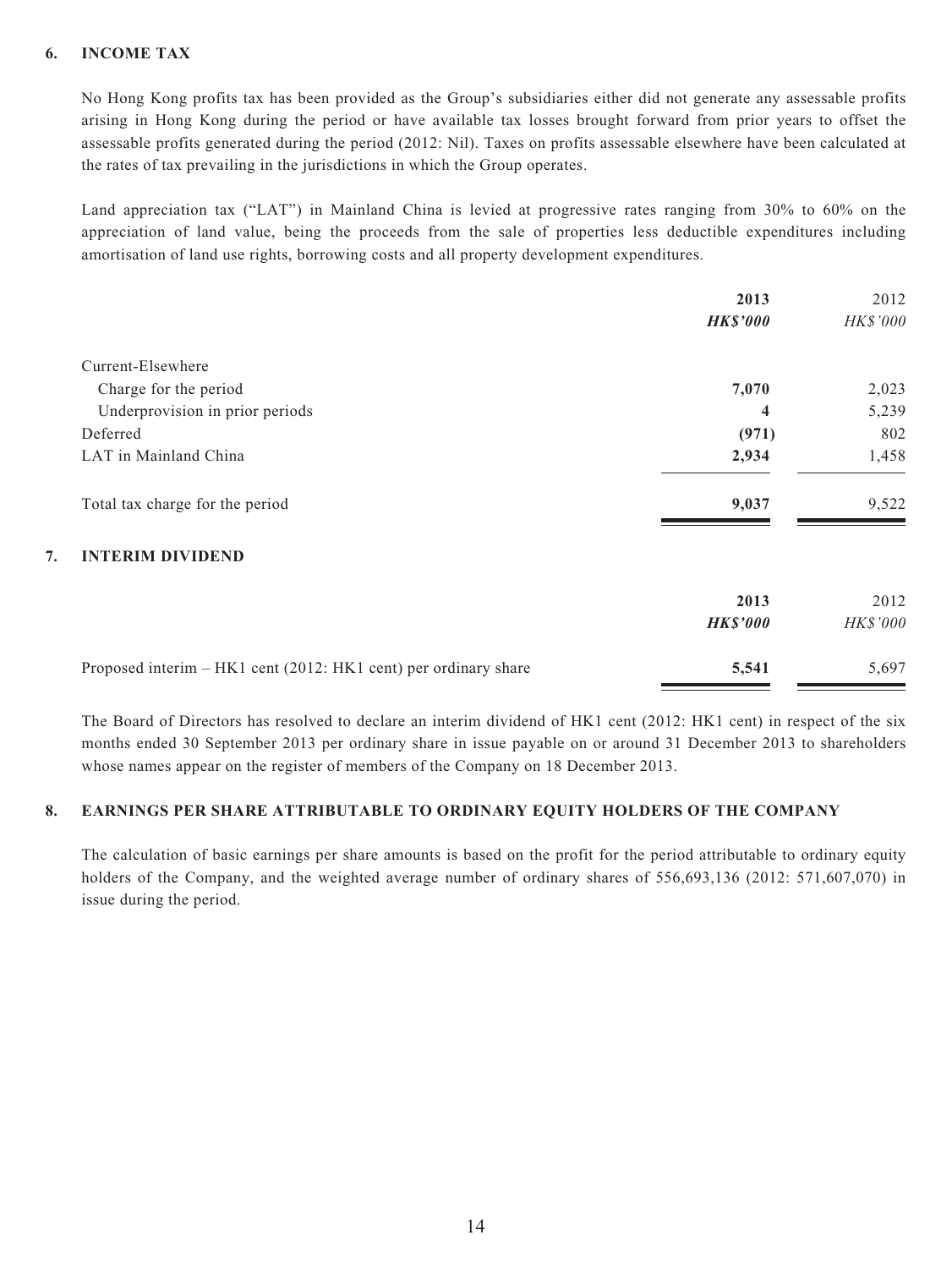## 6. INCOME TAX

No Hong Kong profits tax has been provided as the Group's subsidiaries either did not generate any assessable profits arising in Hong Kong during the period or have available tax losses brought forward from prior years to offset the assessable profits generated during the period (2012: Nil). Taxes on profits assessable elsewhere have been calculated at the rates of tax prevailing in the jurisdictions in which the Group operates.

Land appreciation tax ("LAT") in Mainland China is levied at progressive rates ranging from 30% to 60% on the appreciation of land value, being the proceeds from the sale of properties less deductible expenditures including amortisation of land use rights, borrowing costs and all property development expenditures.

| | **2013** | 2012 |
|---|---|---|
| | ***HK$'000*** | *HK$'000* |
| Current-Elsewhere | | |
| Charge for the period | **7,070** | 2,023 |
| Underprovision in prior periods | **4** | 5,239 |
| Deferred | **(971)** | 802 |
| LAT in Mainland China | **2,934** | 1,458 |
| Total tax charge for the period | **9,037** | 9,522 |

## 7. INTERIM DIVIDEND

| | **2013** | 2012 |
|---|---|---|
| | ***HK$'000*** | *HK$'000* |
| Proposed interim – HK1 cent (2012: HK1 cent) per ordinary share | **5,541** | 5,697 |

The Board of Directors has resolved to declare an interim dividend of HK1 cent (2012: HK1 cent) in respect of the six months ended 30 September 2013 per ordinary share in issue payable on or around 31 December 2013 to shareholders whose names appear on the register of members of the Company on 18 December 2013.

## 8. EARNINGS PER SHARE ATTRIBUTABLE TO ORDINARY EQUITY HOLDERS OF THE COMPANY

The calculation of basic earnings per share amounts is based on the profit for the period attributable to ordinary equity holders of the Company, and the weighted average number of ordinary shares of 556,693,136 (2012: 571,607,070) in issue during the period.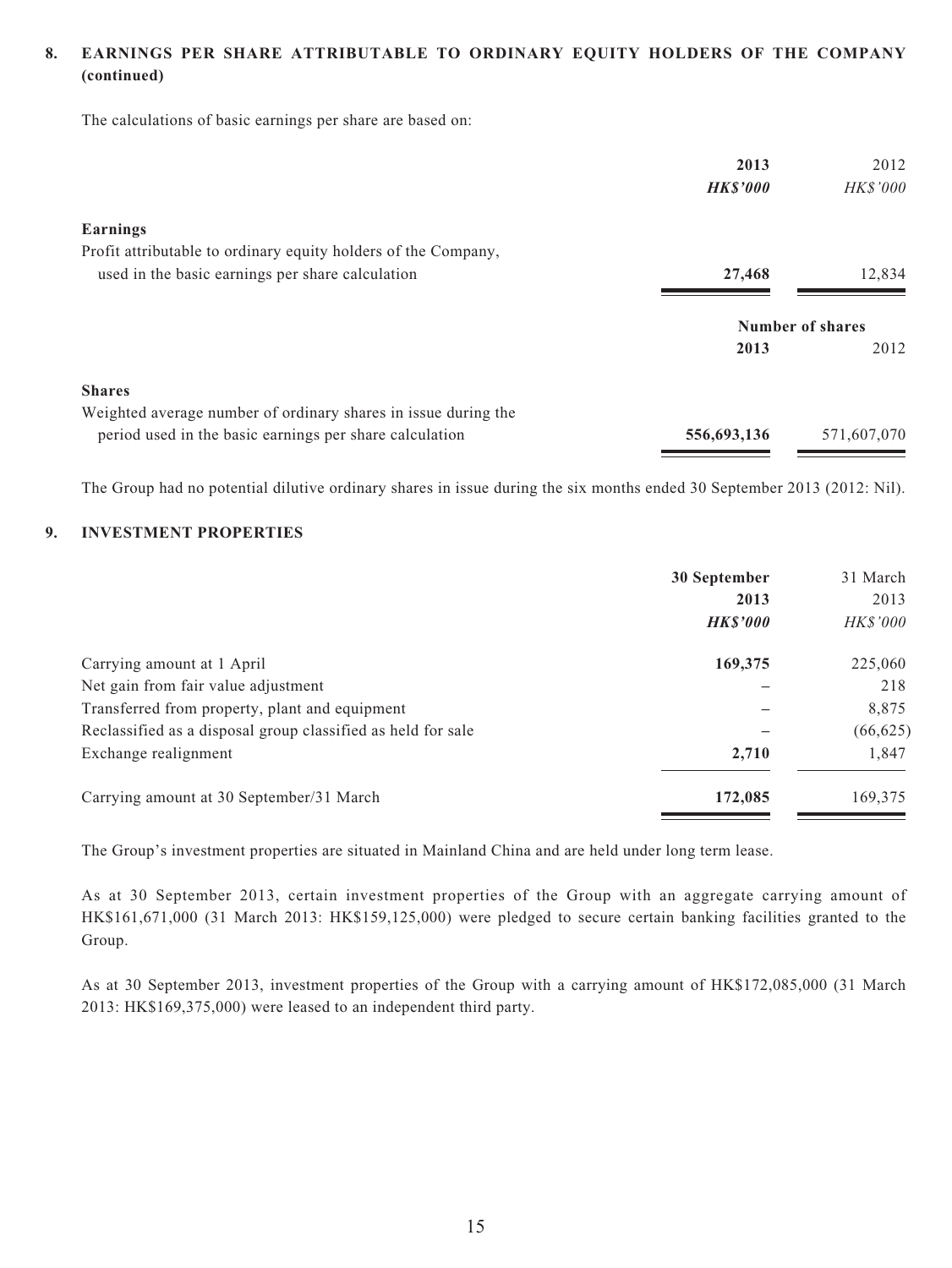## 8. EARNINGS PER SHARE ATTRIBUTABLE TO ORDINARY EQUITY HOLDERS OF THE COMPANY (continued)

The calculations of basic earnings per share are based on:

| | 2013 | 2012 |
|---|---|---|
| | ***HK$'000*** | *HK$'000* |
| **Earnings** | | |
| Profit attributable to ordinary equity holders of the Company, used in the basic earnings per share calculation | **27,468** | 12,834 |

| | Number of shares | |
|---|---|---|
| | **2013** | 2012 |
| **Shares** | | |
| Weighted average number of ordinary shares in issue during the period used in the basic earnings per share calculation | **556,693,136** | 571,607,070 |

The Group had no potential dilutive ordinary shares in issue during the six months ended 30 September 2013 (2012: Nil).

## 9. INVESTMENT PROPERTIES

| | 30 September 2013 | 31 March 2013 |
|---|---|---|
| | ***HK$'000*** | *HK$'000* |
| Carrying amount at 1 April | **169,375** | 225,060 |
| Net gain from fair value adjustment | – | 218 |
| Transferred from property, plant and equipment | – | 8,875 |
| Reclassified as a disposal group classified as held for sale | – | (66,625) |
| Exchange realignment | **2,710** | 1,847 |
| Carrying amount at 30 September/31 March | **172,085** | 169,375 |

The Group's investment properties are situated in Mainland China and are held under long term lease.

As at 30 September 2013, certain investment properties of the Group with an aggregate carrying amount of HK$161,671,000 (31 March 2013: HK$159,125,000) were pledged to secure certain banking facilities granted to the Group.

As at 30 September 2013, investment properties of the Group with a carrying amount of HK$172,085,000 (31 March 2013: HK$169,375,000) were leased to an independent third party.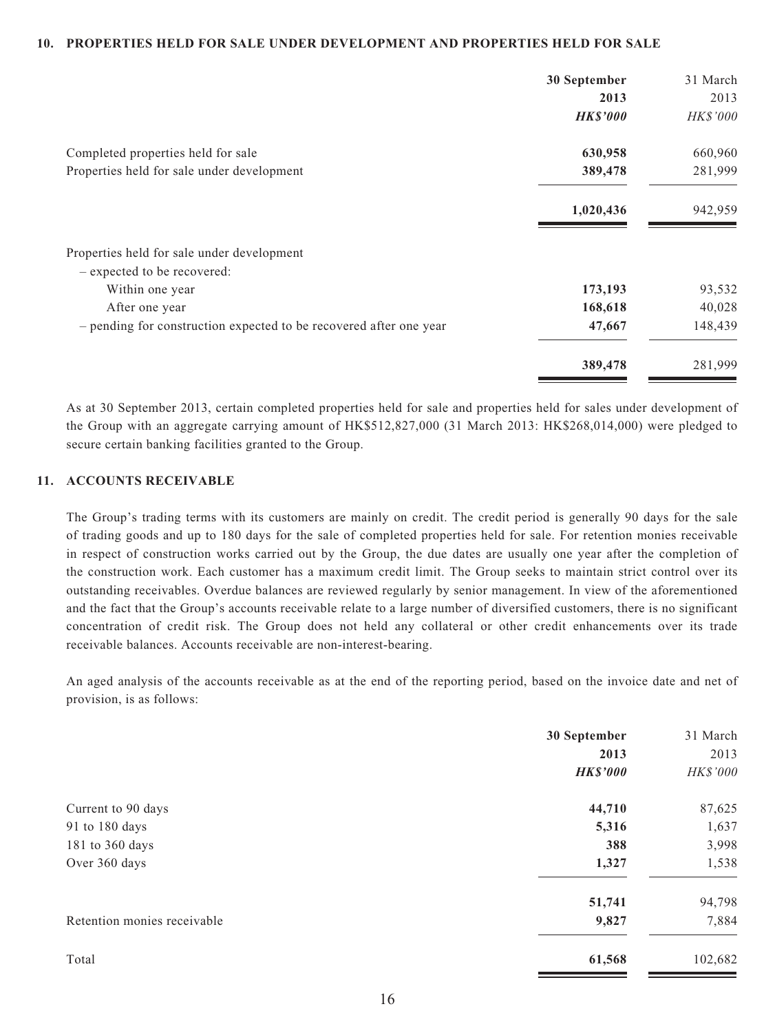## 10. PROPERTIES HELD FOR SALE UNDER DEVELOPMENT AND PROPERTIES HELD FOR SALE

| | 30 September 2013 | 31 March 2013 |
|---|---|---|
| | ***HK$'000*** | *HK$'000* |
| Completed properties held for sale | **630,958** | 660,960 |
| Properties held for sale under development | **389,478** | 281,999 |
| | **1,020,436** | 942,959 |

| | 30 September 2013 | 31 March 2013 |
|---|---|---|
| | ***HK$'000*** | *HK$'000* |
| Properties held for sale under development | | |
| – expected to be recovered: | | |
| Within one year | **173,193** | 93,532 |
| After one year | **168,618** | 40,028 |
| – pending for construction expected to be recovered after one year | **47,667** | 148,439 |
| | **389,478** | 281,999 |

As at 30 September 2013, certain completed properties held for sale and properties held for sales under development of the Group with an aggregate carrying amount of HK$512,827,000 (31 March 2013: HK$268,014,000) were pledged to secure certain banking facilities granted to the Group.

## 11. ACCOUNTS RECEIVABLE

The Group's trading terms with its customers are mainly on credit. The credit period is generally 90 days for the sale of trading goods and up to 180 days for the sale of completed properties held for sale. For retention monies receivable in respect of construction works carried out by the Group, the due dates are usually one year after the completion of the construction work. Each customer has a maximum credit limit. The Group seeks to maintain strict control over its outstanding receivables. Overdue balances are reviewed regularly by senior management. In view of the aforementioned and the fact that the Group's accounts receivable relate to a large number of diversified customers, there is no significant concentration of credit risk. The Group does not held any collateral or other credit enhancements over its trade receivable balances. Accounts receivable are non-interest-bearing.

An aged analysis of the accounts receivable as at the end of the reporting period, based on the invoice date and net of provision, is as follows:

| | 30 September 2013 | 31 March 2013 |
|---|---|---|
| | ***HK$'000*** | *HK$'000* |
| Current to 90 days | **44,710** | 87,625 |
| 91 to 180 days | **5,316** | 1,637 |
| 181 to 360 days | **388** | 3,998 |
| Over 360 days | **1,327** | 1,538 |
| | **51,741** | 94,798 |
| Retention monies receivable | **9,827** | 7,884 |
| Total | **61,568** | 102,682 |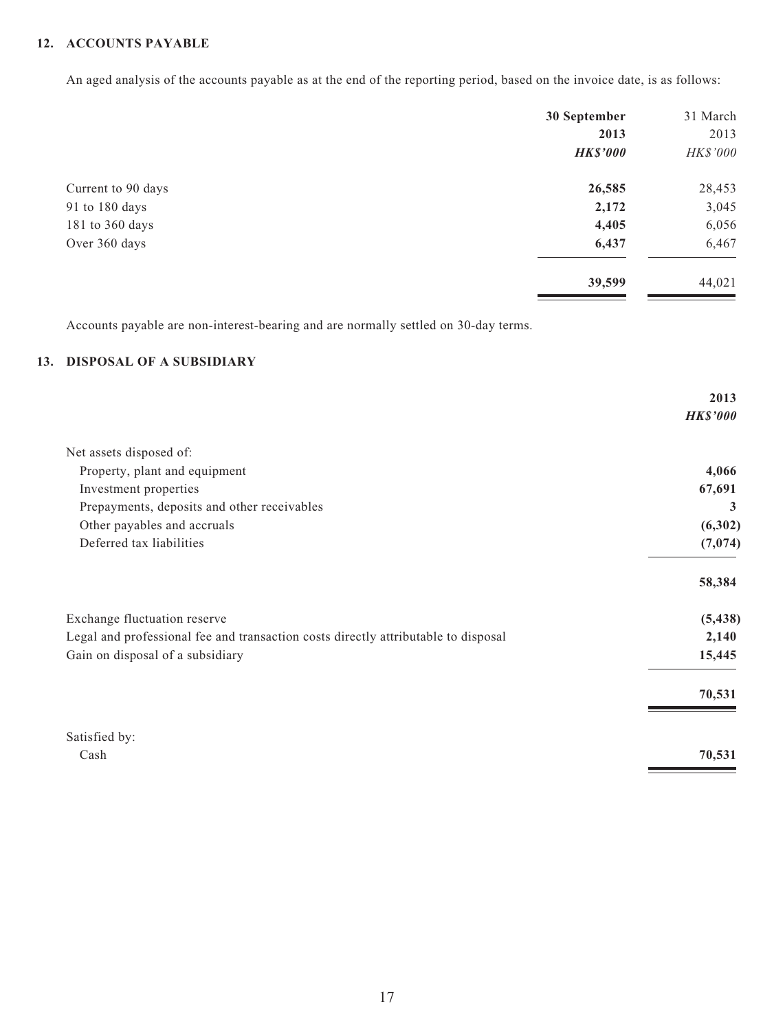## 12. ACCOUNTS PAYABLE

An aged analysis of the accounts payable as at the end of the reporting period, based on the invoice date, is as follows:

| | 30 September 2013 HK$'000 | 31 March 2013 HK$'000 |
|---|---|---|
| Current to 90 days | **26,585** | 28,453 |
| 91 to 180 days | **2,172** | 3,045 |
| 181 to 360 days | **4,405** | 6,056 |
| Over 360 days | **6,437** | 6,467 |
| | **39,599** | 44,021 |

Accounts payable are non-interest-bearing and are normally settled on 30-day terms.

## 13. DISPOSAL OF A SUBSIDIARY

| | 2013 HK$'000 |
|---|---|
| Net assets disposed of: | |
| Property, plant and equipment | **4,066** |
| Investment properties | **67,691** |
| Prepayments, deposits and other receivables | **3** |
| Other payables and accruals | **(6,302)** |
| Deferred tax liabilities | **(7,074)** |
| | **58,384** |
| Exchange fluctuation reserve | **(5,438)** |
| Legal and professional fee and transaction costs directly attributable to disposal | **2,140** |
| Gain on disposal of a subsidiary | **15,445** |
| | **70,531** |
| Satisfied by: | |
| Cash | **70,531** |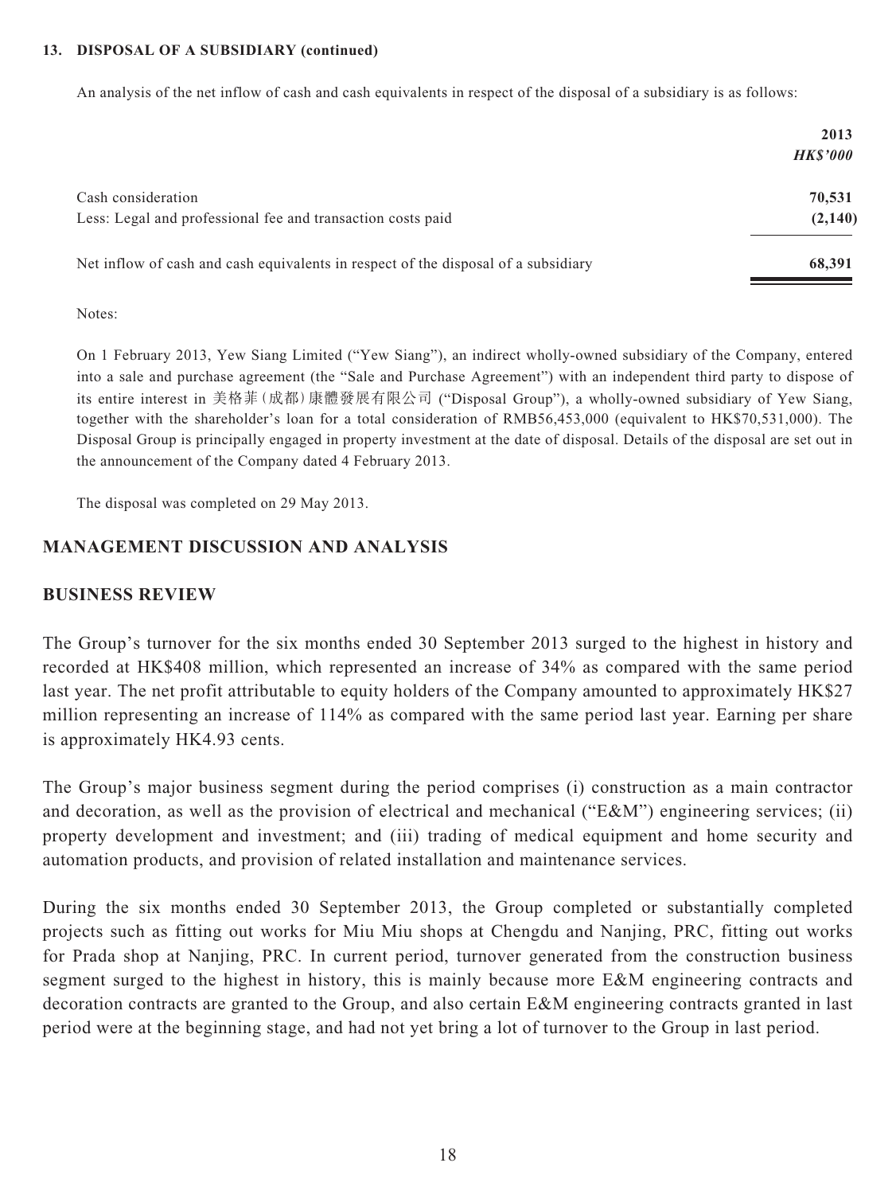**13. DISPOSAL OF A SUBSIDIARY (continued)**

An analysis of the net inflow of cash and cash equivalents in respect of the disposal of a subsidiary is as follows:

| | 2013 |
|---|---|
| | *HK$'000* |
| Cash consideration | 70,531 |
| Less: Legal and professional fee and transaction costs paid | (2,140) |
| Net inflow of cash and cash equivalents in respect of the disposal of a subsidiary | 68,391 |

Notes:

On 1 February 2013, Yew Siang Limited ("Yew Siang"), an indirect wholly-owned subsidiary of the Company, entered into a sale and purchase agreement (the "Sale and Purchase Agreement") with an independent third party to dispose of its entire interest in 美格菲(成都)康體發展有限公司 ("Disposal Group"), a wholly-owned subsidiary of Yew Siang, together with the shareholder's loan for a total consideration of RMB56,453,000 (equivalent to HK$70,531,000). The Disposal Group is principally engaged in property investment at the date of disposal. Details of the disposal are set out in the announcement of the Company dated 4 February 2013.

The disposal was completed on 29 May 2013.

## MANAGEMENT DISCUSSION AND ANALYSIS

## BUSINESS REVIEW

The Group's turnover for the six months ended 30 September 2013 surged to the highest in history and recorded at HK$408 million, which represented an increase of 34% as compared with the same period last year. The net profit attributable to equity holders of the Company amounted to approximately HK$27 million representing an increase of 114% as compared with the same period last year. Earning per share is approximately HK4.93 cents.

The Group's major business segment during the period comprises (i) construction as a main contractor and decoration, as well as the provision of electrical and mechanical ("E&M") engineering services; (ii) property development and investment; and (iii) trading of medical equipment and home security and automation products, and provision of related installation and maintenance services.

During the six months ended 30 September 2013, the Group completed or substantially completed projects such as fitting out works for Miu Miu shops at Chengdu and Nanjing, PRC, fitting out works for Prada shop at Nanjing, PRC. In current period, turnover generated from the construction business segment surged to the highest in history, this is mainly because more E&M engineering contracts and decoration contracts are granted to the Group, and also certain E&M engineering contracts granted in last period were at the beginning stage, and had not yet bring a lot of turnover to the Group in last period.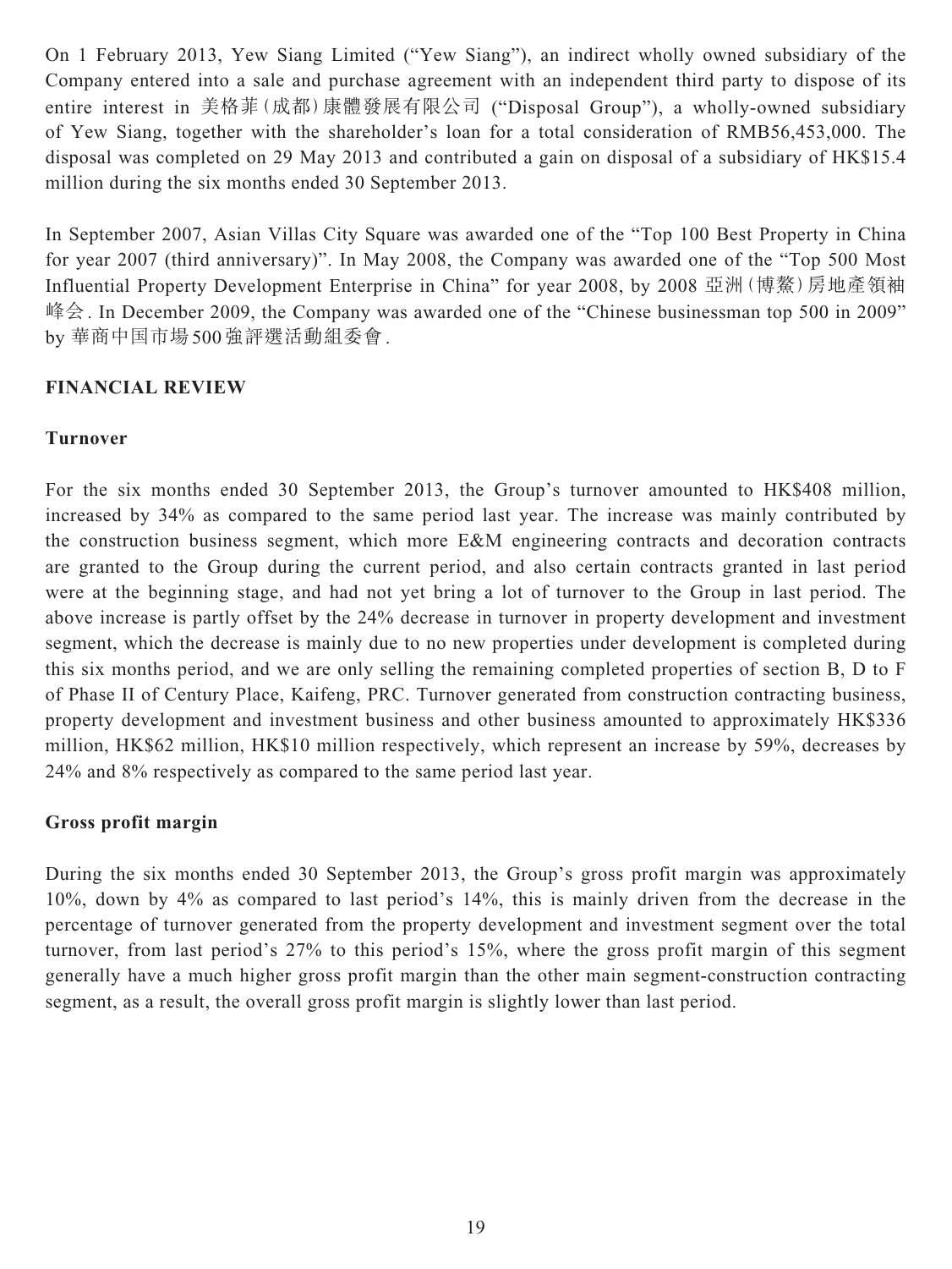On 1 February 2013, Yew Siang Limited ("Yew Siang"), an indirect wholly owned subsidiary of the Company entered into a sale and purchase agreement with an independent third party to dispose of its entire interest in 美格菲(成都)康體發展有限公司 ("Disposal Group"), a wholly-owned subsidiary of Yew Siang, together with the shareholder's loan for a total consideration of RMB56,453,000. The disposal was completed on 29 May 2013 and contributed a gain on disposal of a subsidiary of HK$15.4 million during the six months ended 30 September 2013.

In September 2007, Asian Villas City Square was awarded one of the "Top 100 Best Property in China for year 2007 (third anniversary)". In May 2008, the Company was awarded one of the "Top 500 Most Influential Property Development Enterprise in China" for year 2008, by 2008 亞洲(博鰲)房地產領袖峰会. In December 2009, the Company was awarded one of the "Chinese businessman top 500 in 2009" by 華商中国市場500強評選活動組委會.

## FINANCIAL REVIEW

### Turnover

For the six months ended 30 September 2013, the Group's turnover amounted to HK$408 million, increased by 34% as compared to the same period last year. The increase was mainly contributed by the construction business segment, which more E&M engineering contracts and decoration contracts are granted to the Group during the current period, and also certain contracts granted in last period were at the beginning stage, and had not yet bring a lot of turnover to the Group in last period. The above increase is partly offset by the 24% decrease in turnover in property development and investment segment, which the decrease is mainly due to no new properties under development is completed during this six months period, and we are only selling the remaining completed properties of section B, D to F of Phase II of Century Place, Kaifeng, PRC. Turnover generated from construction contracting business, property development and investment business and other business amounted to approximately HK$336 million, HK$62 million, HK$10 million respectively, which represent an increase by 59%, decreases by 24% and 8% respectively as compared to the same period last year.

### Gross profit margin

During the six months ended 30 September 2013, the Group's gross profit margin was approximately 10%, down by 4% as compared to last period's 14%, this is mainly driven from the decrease in the percentage of turnover generated from the property development and investment segment over the total turnover, from last period's 27% to this period's 15%, where the gross profit margin of this segment generally have a much higher gross profit margin than the other main segment-construction contracting segment, as a result, the overall gross profit margin is slightly lower than last period.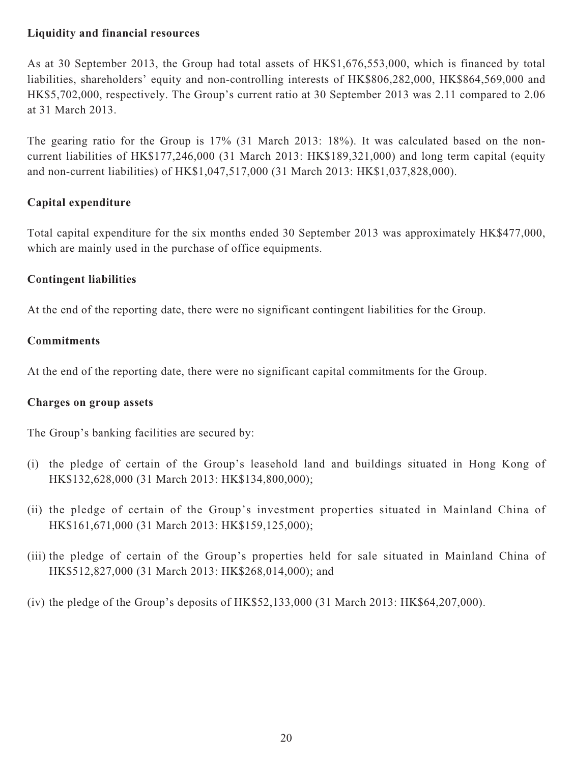**Liquidity and financial resources**

As at 30 September 2013, the Group had total assets of HK$1,676,553,000, which is financed by total liabilities, shareholders' equity and non-controlling interests of HK$806,282,000, HK$864,569,000 and HK$5,702,000, respectively. The Group's current ratio at 30 September 2013 was 2.11 compared to 2.06 at 31 March 2013.

The gearing ratio for the Group is 17% (31 March 2013: 18%). It was calculated based on the non-current liabilities of HK$177,246,000 (31 March 2013: HK$189,321,000) and long term capital (equity and non-current liabilities) of HK$1,047,517,000 (31 March 2013: HK$1,037,828,000).

**Capital expenditure**

Total capital expenditure for the six months ended 30 September 2013 was approximately HK$477,000, which are mainly used in the purchase of office equipments.

**Contingent liabilities**

At the end of the reporting date, there were no significant contingent liabilities for the Group.

**Commitments**

At the end of the reporting date, there were no significant capital commitments for the Group.

**Charges on group assets**

The Group's banking facilities are secured by:

(i) the pledge of certain of the Group's leasehold land and buildings situated in Hong Kong of HK$132,628,000 (31 March 2013: HK$134,800,000);

(ii) the pledge of certain of the Group's investment properties situated in Mainland China of HK$161,671,000 (31 March 2013: HK$159,125,000);

(iii) the pledge of certain of the Group's properties held for sale situated in Mainland China of HK$512,827,000 (31 March 2013: HK$268,014,000); and

(iv) the pledge of the Group's deposits of HK$52,133,000 (31 March 2013: HK$64,207,000).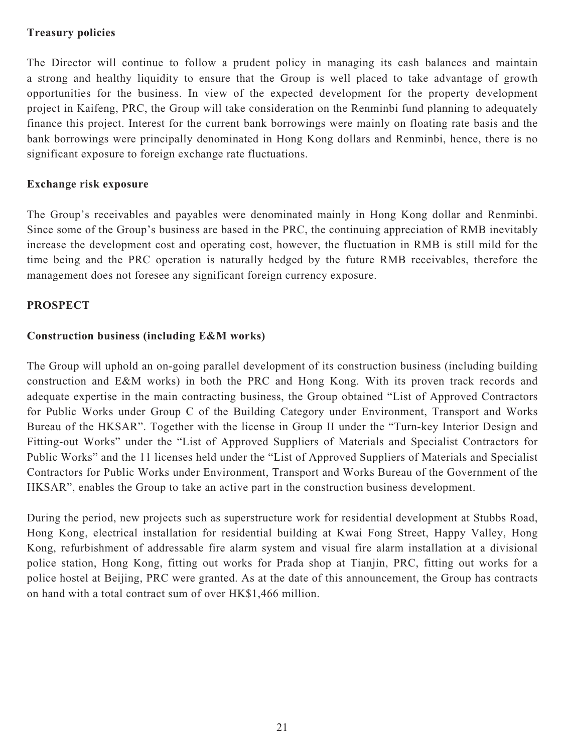**Treasury policies**

The Director will continue to follow a prudent policy in managing its cash balances and maintain a strong and healthy liquidity to ensure that the Group is well placed to take advantage of growth opportunities for the business. In view of the expected development for the property development project in Kaifeng, PRC, the Group will take consideration on the Renminbi fund planning to adequately finance this project. Interest for the current bank borrowings were mainly on floating rate basis and the bank borrowings were principally denominated in Hong Kong dollars and Renminbi, hence, there is no significant exposure to foreign exchange rate fluctuations.

**Exchange risk exposure**

The Group's receivables and payables were denominated mainly in Hong Kong dollar and Renminbi. Since some of the Group's business are based in the PRC, the continuing appreciation of RMB inevitably increase the development cost and operating cost, however, the fluctuation in RMB is still mild for the time being and the PRC operation is naturally hedged by the future RMB receivables, therefore the management does not foresee any significant foreign currency exposure.

**PROSPECT**

**Construction business (including E&M works)**

The Group will uphold an on-going parallel development of its construction business (including building construction and E&M works) in both the PRC and Hong Kong. With its proven track records and adequate expertise in the main contracting business, the Group obtained "List of Approved Contractors for Public Works under Group C of the Building Category under Environment, Transport and Works Bureau of the HKSAR". Together with the license in Group II under the "Turn-key Interior Design and Fitting-out Works" under the "List of Approved Suppliers of Materials and Specialist Contractors for Public Works" and the 11 licenses held under the "List of Approved Suppliers of Materials and Specialist Contractors for Public Works under Environment, Transport and Works Bureau of the Government of the HKSAR", enables the Group to take an active part in the construction business development.

During the period, new projects such as superstructure work for residential development at Stubbs Road, Hong Kong, electrical installation for residential building at Kwai Fong Street, Happy Valley, Hong Kong, refurbishment of addressable fire alarm system and visual fire alarm installation at a divisional police station, Hong Kong, fitting out works for Prada shop at Tianjin, PRC, fitting out works for a police hostel at Beijing, PRC were granted. As at the date of this announcement, the Group has contracts on hand with a total contract sum of over HK$1,466 million.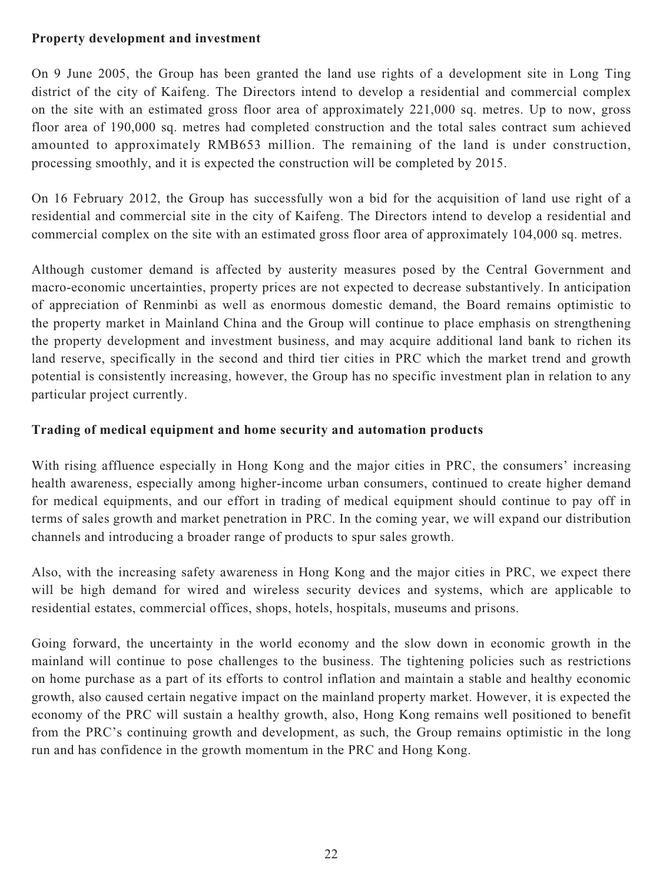**Property development and investment**

On 9 June 2005, the Group has been granted the land use rights of a development site in Long Ting district of the city of Kaifeng. The Directors intend to develop a residential and commercial complex on the site with an estimated gross floor area of approximately 221,000 sq. metres. Up to now, gross floor area of 190,000 sq. metres had completed construction and the total sales contract sum achieved amounted to approximately RMB653 million. The remaining of the land is under construction, processing smoothly, and it is expected the construction will be completed by 2015.

On 16 February 2012, the Group has successfully won a bid for the acquisition of land use right of a residential and commercial site in the city of Kaifeng. The Directors intend to develop a residential and commercial complex on the site with an estimated gross floor area of approximately 104,000 sq. metres.

Although customer demand is affected by austerity measures posed by the Central Government and macro-economic uncertainties, property prices are not expected to decrease substantively. In anticipation of appreciation of Renminbi as well as enormous domestic demand, the Board remains optimistic to the property market in Mainland China and the Group will continue to place emphasis on strengthening the property development and investment business, and may acquire additional land bank to richen its land reserve, specifically in the second and third tier cities in PRC which the market trend and growth potential is consistently increasing, however, the Group has no specific investment plan in relation to any particular project currently.

**Trading of medical equipment and home security and automation products**

With rising affluence especially in Hong Kong and the major cities in PRC, the consumers' increasing health awareness, especially among higher-income urban consumers, continued to create higher demand for medical equipments, and our effort in trading of medical equipment should continue to pay off in terms of sales growth and market penetration in PRC. In the coming year, we will expand our distribution channels and introducing a broader range of products to spur sales growth.

Also, with the increasing safety awareness in Hong Kong and the major cities in PRC, we expect there will be high demand for wired and wireless security devices and systems, which are applicable to residential estates, commercial offices, shops, hotels, hospitals, museums and prisons.

Going forward, the uncertainty in the world economy and the slow down in economic growth in the mainland will continue to pose challenges to the business. The tightening policies such as restrictions on home purchase as a part of its efforts to control inflation and maintain a stable and healthy economic growth, also caused certain negative impact on the mainland property market. However, it is expected the economy of the PRC will sustain a healthy growth, also, Hong Kong remains well positioned to benefit from the PRC's continuing growth and development, as such, the Group remains optimistic in the long run and has confidence in the growth momentum in the PRC and Hong Kong.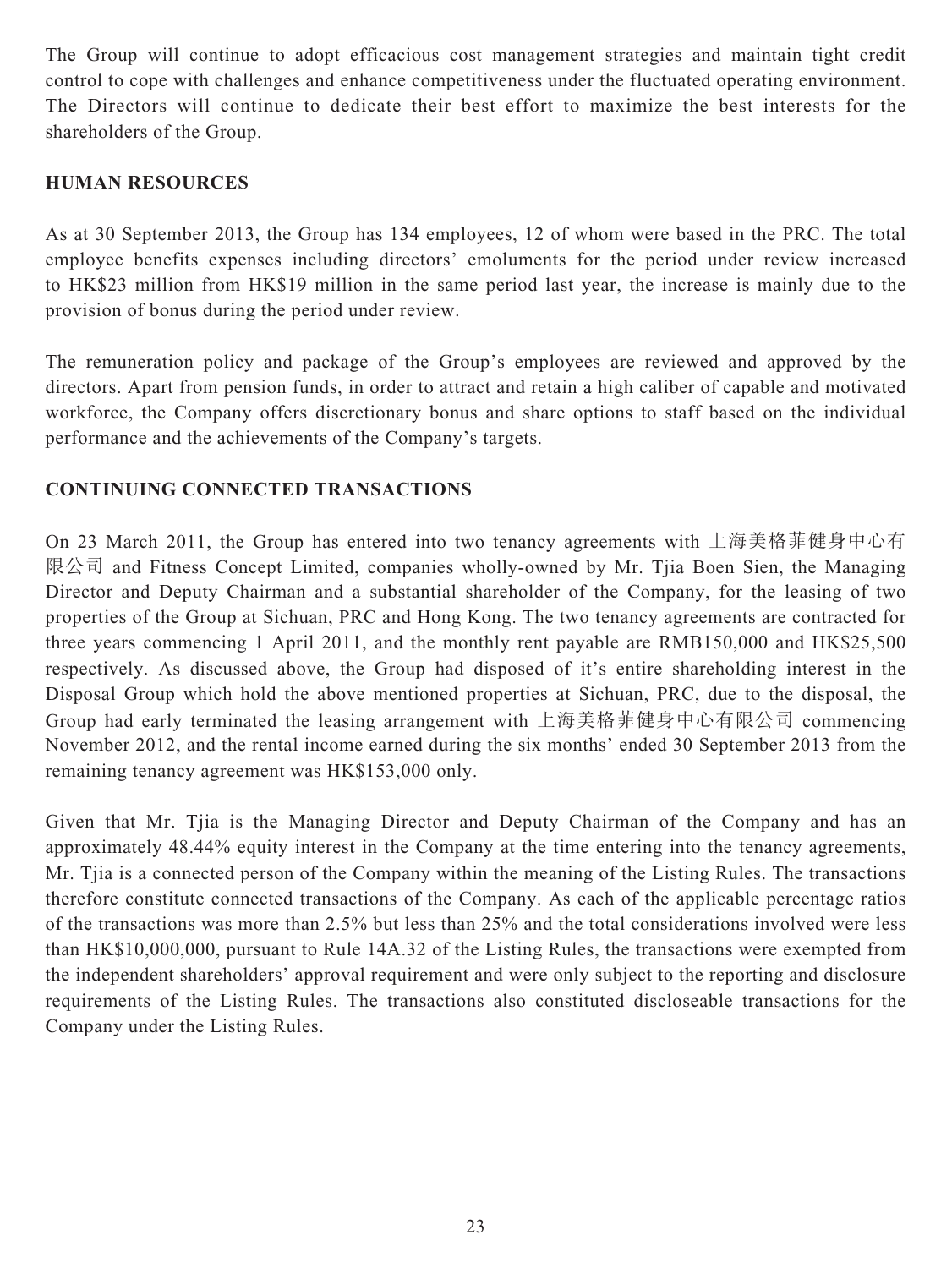The Group will continue to adopt efficacious cost management strategies and maintain tight credit control to cope with challenges and enhance competitiveness under the fluctuated operating environment. The Directors will continue to dedicate their best effort to maximize the best interests for the shareholders of the Group.

## HUMAN RESOURCES

As at 30 September 2013, the Group has 134 employees, 12 of whom were based in the PRC. The total employee benefits expenses including directors' emoluments for the period under review increased to HK$23 million from HK$19 million in the same period last year, the increase is mainly due to the provision of bonus during the period under review.

The remuneration policy and package of the Group's employees are reviewed and approved by the directors. Apart from pension funds, in order to attract and retain a high caliber of capable and motivated workforce, the Company offers discretionary bonus and share options to staff based on the individual performance and the achievements of the Company's targets.

## CONTINUING CONNECTED TRANSACTIONS

On 23 March 2011, the Group has entered into two tenancy agreements with 上海美格菲健身中心有限公司 and Fitness Concept Limited, companies wholly-owned by Mr. Tjia Boen Sien, the Managing Director and Deputy Chairman and a substantial shareholder of the Company, for the leasing of two properties of the Group at Sichuan, PRC and Hong Kong. The two tenancy agreements are contracted for three years commencing 1 April 2011, and the monthly rent payable are RMB150,000 and HK$25,500 respectively. As discussed above, the Group had disposed of it's entire shareholding interest in the Disposal Group which hold the above mentioned properties at Sichuan, PRC, due to the disposal, the Group had early terminated the leasing arrangement with 上海美格菲健身中心有限公司 commencing November 2012, and the rental income earned during the six months' ended 30 September 2013 from the remaining tenancy agreement was HK$153,000 only.

Given that Mr. Tjia is the Managing Director and Deputy Chairman of the Company and has an approximately 48.44% equity interest in the Company at the time entering into the tenancy agreements, Mr. Tjia is a connected person of the Company within the meaning of the Listing Rules. The transactions therefore constitute connected transactions of the Company. As each of the applicable percentage ratios of the transactions was more than 2.5% but less than 25% and the total considerations involved were less than HK$10,000,000, pursuant to Rule 14A.32 of the Listing Rules, the transactions were exempted from the independent shareholders' approval requirement and were only subject to the reporting and disclosure requirements of the Listing Rules. The transactions also constituted discloseable transactions for the Company under the Listing Rules.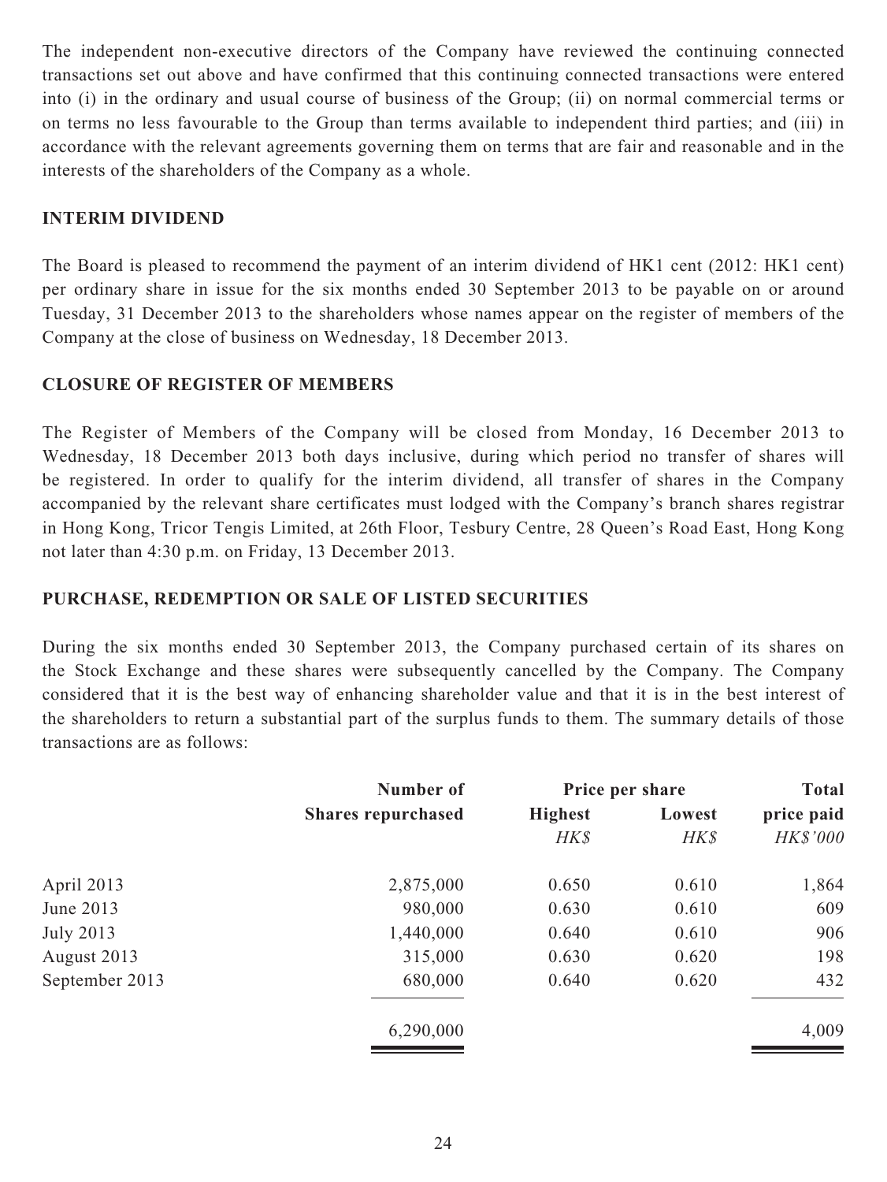The independent non-executive directors of the Company have reviewed the continuing connected transactions set out above and have confirmed that this continuing connected transactions were entered into (i) in the ordinary and usual course of business of the Group; (ii) on normal commercial terms or on terms no less favourable to the Group than terms available to independent third parties; and (iii) in accordance with the relevant agreements governing them on terms that are fair and reasonable and in the interests of the shareholders of the Company as a whole.

## INTERIM DIVIDEND

The Board is pleased to recommend the payment of an interim dividend of HK1 cent (2012: HK1 cent) per ordinary share in issue for the six months ended 30 September 2013 to be payable on or around Tuesday, 31 December 2013 to the shareholders whose names appear on the register of members of the Company at the close of business on Wednesday, 18 December 2013.

## CLOSURE OF REGISTER OF MEMBERS

The Register of Members of the Company will be closed from Monday, 16 December 2013 to Wednesday, 18 December 2013 both days inclusive, during which period no transfer of shares will be registered. In order to qualify for the interim dividend, all transfer of shares in the Company accompanied by the relevant share certificates must lodged with the Company's branch shares registrar in Hong Kong, Tricor Tengis Limited, at 26th Floor, Tesbury Centre, 28 Queen's Road East, Hong Kong not later than 4:30 p.m. on Friday, 13 December 2013.

## PURCHASE, REDEMPTION OR SALE OF LISTED SECURITIES

During the six months ended 30 September 2013, the Company purchased certain of its shares on the Stock Exchange and these shares were subsequently cancelled by the Company. The Company considered that it is the best way of enhancing shareholder value and that it is in the best interest of the shareholders to return a substantial part of the surplus funds to them. The summary details of those transactions are as follows:

| | Number of Shares repurchased | Price per share | | Total price paid |
|---|---|---|---|---|
| | | Highest | Lowest | |
| | | *HK$* | *HK$* | *HK$'000* |
| April 2013 | 2,875,000 | 0.650 | 0.610 | 1,864 |
| June 2013 | 980,000 | 0.630 | 0.610 | 609 |
| July 2013 | 1,440,000 | 0.640 | 0.610 | 906 |
| August 2013 | 315,000 | 0.630 | 0.620 | 198 |
| September 2013 | 680,000 | 0.640 | 0.620 | 432 |
| | 6,290,000 | | | 4,009 |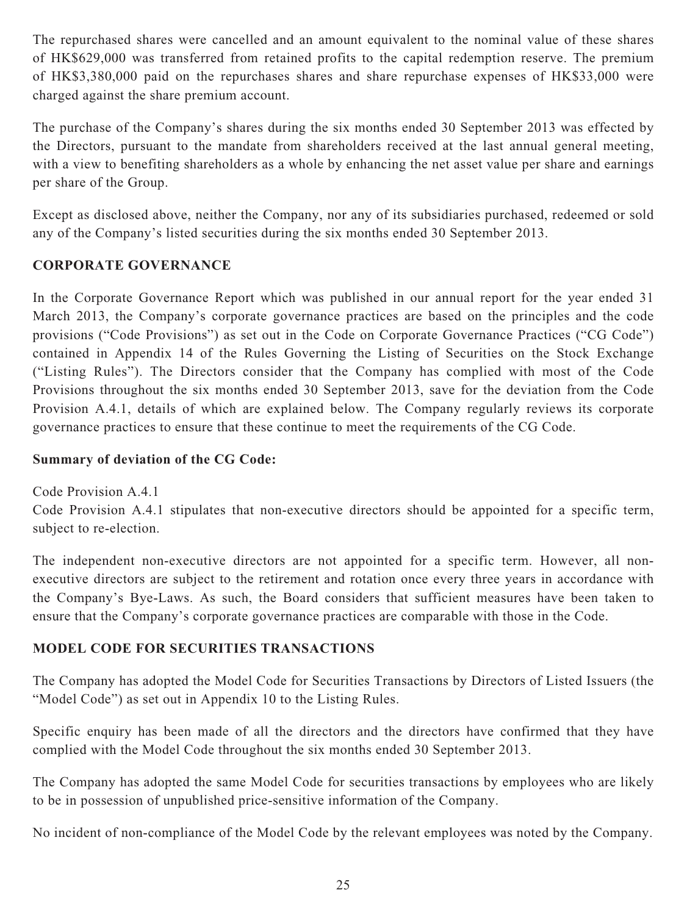The repurchased shares were cancelled and an amount equivalent to the nominal value of these shares of HK$629,000 was transferred from retained profits to the capital redemption reserve. The premium of HK$3,380,000 paid on the repurchases shares and share repurchase expenses of HK$33,000 were charged against the share premium account.

The purchase of the Company's shares during the six months ended 30 September 2013 was effected by the Directors, pursuant to the mandate from shareholders received at the last annual general meeting, with a view to benefiting shareholders as a whole by enhancing the net asset value per share and earnings per share of the Group.

Except as disclosed above, neither the Company, nor any of its subsidiaries purchased, redeemed or sold any of the Company's listed securities during the six months ended 30 September 2013.

## CORPORATE GOVERNANCE

In the Corporate Governance Report which was published in our annual report for the year ended 31 March 2013, the Company's corporate governance practices are based on the principles and the code provisions ("Code Provisions") as set out in the Code on Corporate Governance Practices ("CG Code") contained in Appendix 14 of the Rules Governing the Listing of Securities on the Stock Exchange ("Listing Rules"). The Directors consider that the Company has complied with most of the Code Provisions throughout the six months ended 30 September 2013, save for the deviation from the Code Provision A.4.1, details of which are explained below. The Company regularly reviews its corporate governance practices to ensure that these continue to meet the requirements of the CG Code.

**Summary of deviation of the CG Code:**

Code Provision A.4.1
Code Provision A.4.1 stipulates that non-executive directors should be appointed for a specific term, subject to re-election.

The independent non-executive directors are not appointed for a specific term. However, all non-executive directors are subject to the retirement and rotation once every three years in accordance with the Company's Bye-Laws. As such, the Board considers that sufficient measures have been taken to ensure that the Company's corporate governance practices are comparable with those in the Code.

## MODEL CODE FOR SECURITIES TRANSACTIONS

The Company has adopted the Model Code for Securities Transactions by Directors of Listed Issuers (the "Model Code") as set out in Appendix 10 to the Listing Rules.

Specific enquiry has been made of all the directors and the directors have confirmed that they have complied with the Model Code throughout the six months ended 30 September 2013.

The Company has adopted the same Model Code for securities transactions by employees who are likely to be in possession of unpublished price-sensitive information of the Company.

No incident of non-compliance of the Model Code by the relevant employees was noted by the Company.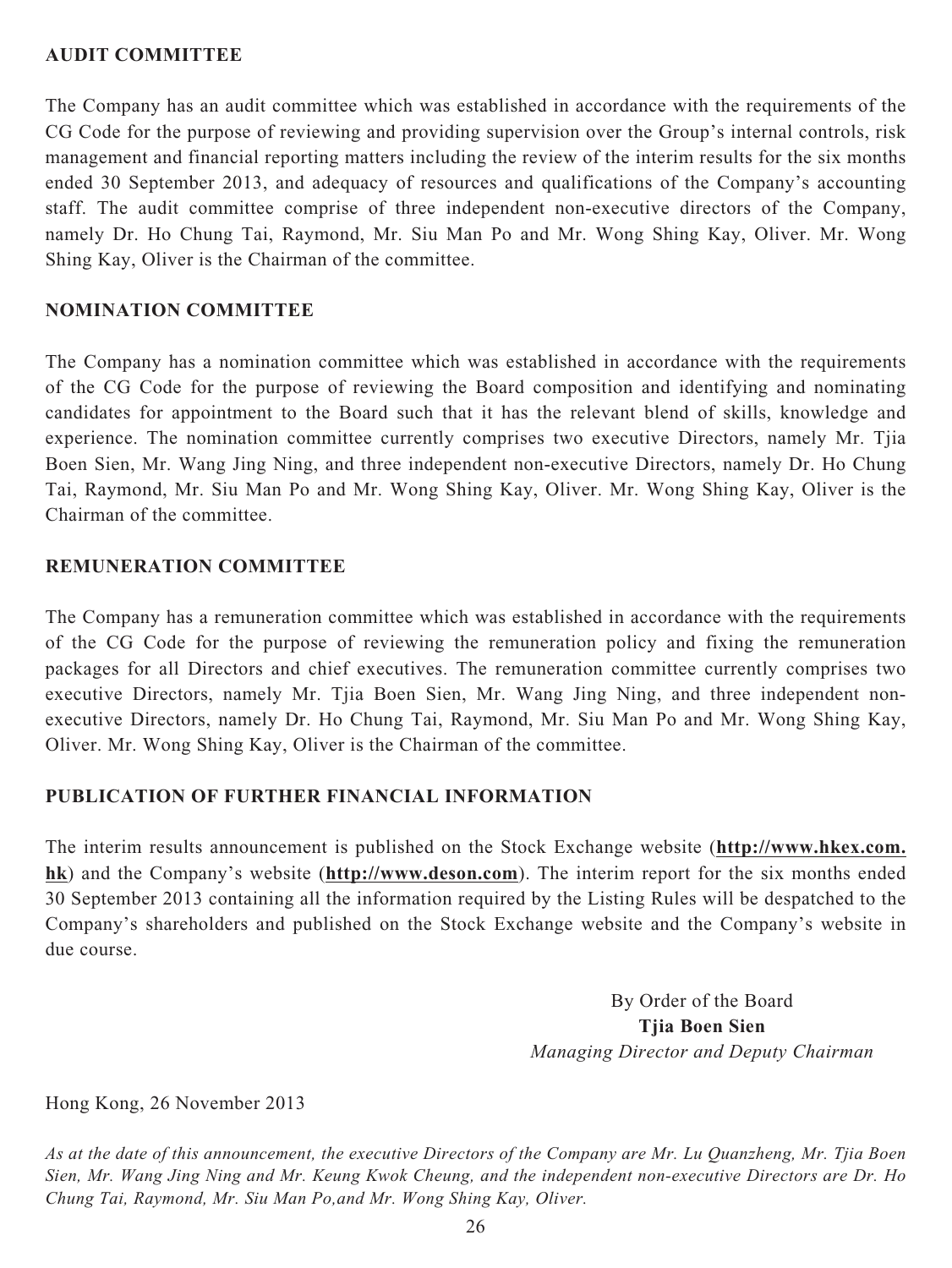**AUDIT COMMITTEE**

The Company has an audit committee which was established in accordance with the requirements of the CG Code for the purpose of reviewing and providing supervision over the Group's internal controls, risk management and financial reporting matters including the review of the interim results for the six months ended 30 September 2013, and adequacy of resources and qualifications of the Company's accounting staff. The audit committee comprise of three independent non-executive directors of the Company, namely Dr. Ho Chung Tai, Raymond, Mr. Siu Man Po and Mr. Wong Shing Kay, Oliver. Mr. Wong Shing Kay, Oliver is the Chairman of the committee.

**NOMINATION COMMITTEE**

The Company has a nomination committee which was established in accordance with the requirements of the CG Code for the purpose of reviewing the Board composition and identifying and nominating candidates for appointment to the Board such that it has the relevant blend of skills, knowledge and experience. The nomination committee currently comprises two executive Directors, namely Mr. Tjia Boen Sien, Mr. Wang Jing Ning, and three independent non-executive Directors, namely Dr. Ho Chung Tai, Raymond, Mr. Siu Man Po and Mr. Wong Shing Kay, Oliver. Mr. Wong Shing Kay, Oliver is the Chairman of the committee.

**REMUNERATION COMMITTEE**

The Company has a remuneration committee which was established in accordance with the requirements of the CG Code for the purpose of reviewing the remuneration policy and fixing the remuneration packages for all Directors and chief executives. The remuneration committee currently comprises two executive Directors, namely Mr. Tjia Boen Sien, Mr. Wang Jing Ning, and three independent non-executive Directors, namely Dr. Ho Chung Tai, Raymond, Mr. Siu Man Po and Mr. Wong Shing Kay, Oliver. Mr. Wong Shing Kay, Oliver is the Chairman of the committee.

**PUBLICATION OF FURTHER FINANCIAL INFORMATION**

The interim results announcement is published on the Stock Exchange website (**http://www.hkex.com.hk**) and the Company's website (**http://www.deson.com**). The interim report for the six months ended 30 September 2013 containing all the information required by the Listing Rules will be despatched to the Company's shareholders and published on the Stock Exchange website and the Company's website in due course.

By Order of the Board
**Tjia Boen Sien**
*Managing Director and Deputy Chairman*

Hong Kong, 26 November 2013

*As at the date of this announcement, the executive Directors of the Company are Mr. Lu Quanzheng, Mr. Tjia Boen Sien, Mr. Wang Jing Ning and Mr. Keung Kwok Cheung, and the independent non-executive Directors are Dr. Ho Chung Tai, Raymond, Mr. Siu Man Po,and Mr. Wong Shing Kay, Oliver.*